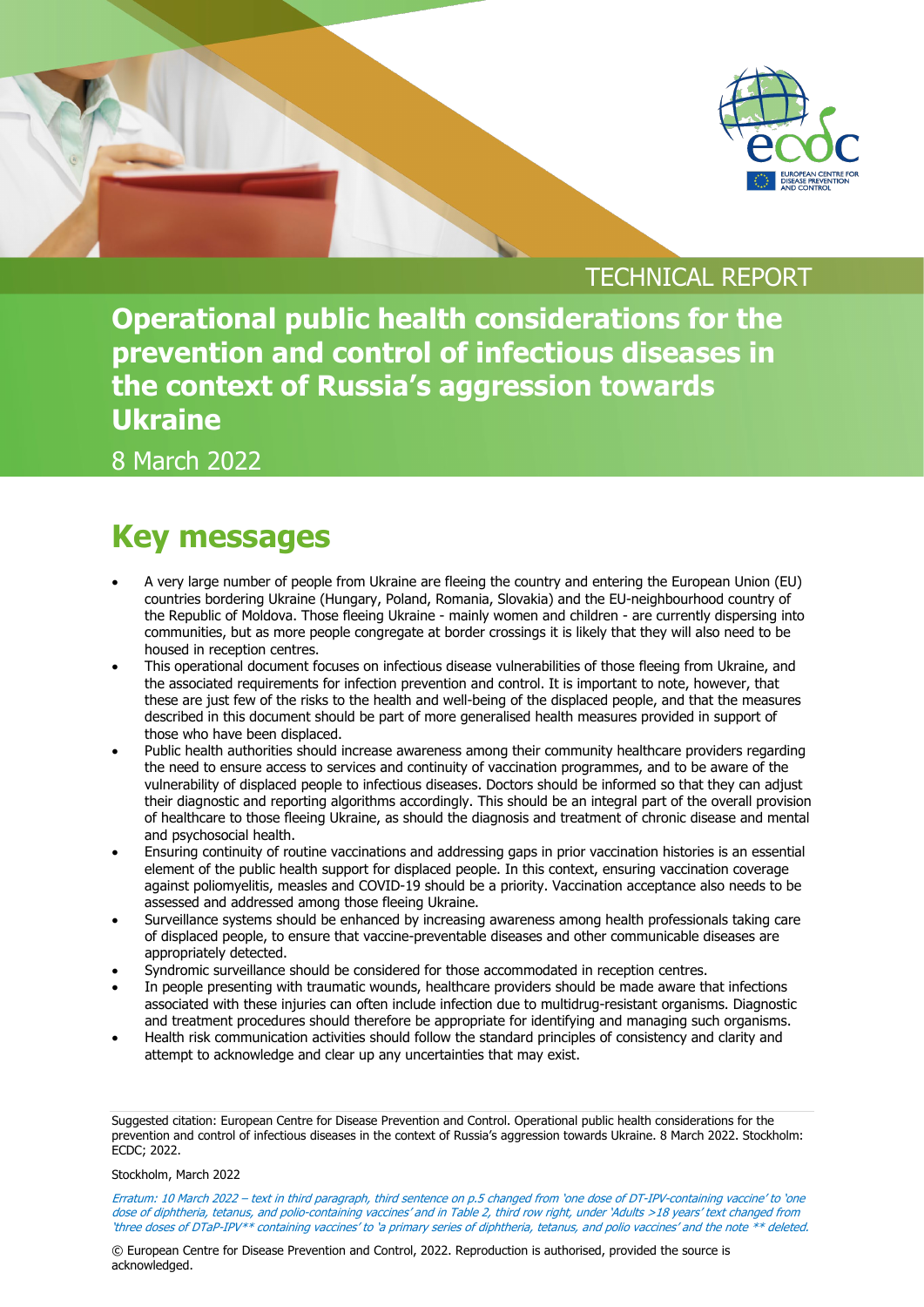TECHNICAL REPORT

# Operational public health considerations for the prevention and control of infectious diseases in the context of Russia's aggression towards Ukraine

8 March 2022

## Key messages

- A very large number of people from Ukraine are fleeing the country and entering the European Union (EU) countries bordering Ukraine (Hungary, Poland, Romania, Slovakia) and the EU-neighbourhood country of the Republic of Moldova. Those fleeing Ukraine - mainly women and children - are currently dispersing into communities, but as more people congregate at border crossings it is likely that they will also need to be housed in reception centres.
- This operational document focuses on infectious disease vulnerabilities of those fleeing from Ukraine, and the associated requirements for infection prevention and control. It is important to note, however, that these are just few of the risks to the health and well-being of the displaced people, and that the measures described in this document should be part of more generalised health measures provided in support of those who have been displaced.
- Public health authorities should increase awareness among their community healthcare providers regarding the need to ensure access to services and continuity of vaccination programmes, and to be aware of the vulnerability of displaced people to infectious diseases. Doctors should be informed so that they can adjust their diagnostic and reporting algorithms accordingly. This should be an integral part of the overall provision of healthcare to those fleeing Ukraine, as should the diagnosis and treatment of chronic disease and mental and psychosocial health.
- Ensuring continuity of routine vaccinations and addressing gaps in prior vaccination histories is an essential element of the public health support for displaced people. In this context, ensuring vaccination coverage against poliomyelitis, measles and COVID-19 should be a priority. Vaccination acceptance also needs to be assessed and addressed among those fleeing Ukraine.
- Surveillance systems should be enhanced by increasing awareness among health professionals taking care of displaced people, to ensure that vaccine-preventable diseases and other communicable diseases are appropriately detected.
- Syndromic surveillance should be considered for those accommodated in reception centres.
- In people presenting with traumatic wounds, healthcare providers should be made aware that infections associated with these injuries can often include infection due to multidrug-resistant organisms. Diagnostic and treatment procedures should therefore be appropriate for identifying and managing such organisms.
- Health risk communication activities should follow the standard principles of consistency and clarity and attempt to acknowledge and clear up any uncertainties that may exist.

Suggested citation: European Centre for Disease Prevention and Control. Operational public health considerations for the prevention and control of infectious diseases in the context of Russia's aggression towards Ukraine. 8 March 2022. Stockholm: ECDC; 2022.

Stockholm, March 2022

*Erratum: 10 March 2022 – text in third paragraph, third sentence on p.5 changed from 'one dose of DT-IPV-containing vaccine' to 'one dose of diphtheria, tetanus, and polio-containing vaccines' and in Table 2, third row right, under 'Adults >18 years' text changed from 'three doses of DTaP-IPV** containing vaccines' to 'a primary series of diphtheria, tetanus, and polio vaccines' and the note ** deleted.*

© European Centre for Disease Prevention and Control, 2022. Reproduction is authorised, provided the source is acknowledged.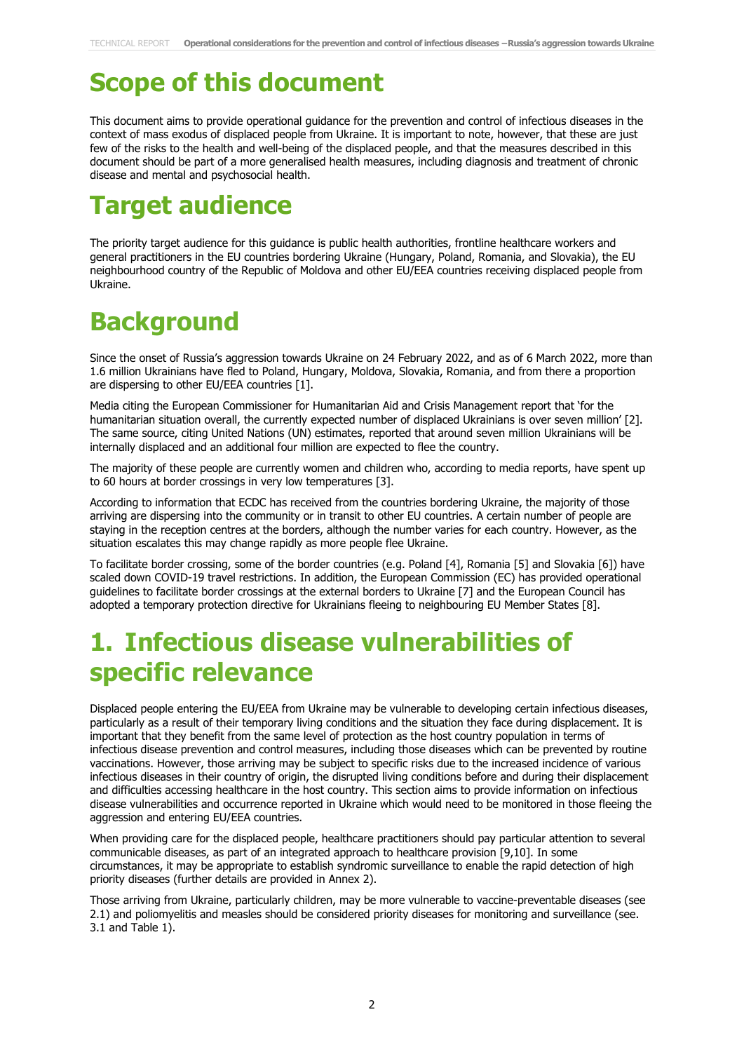# Scope of this document

This document aims to provide operational guidance for the prevention and control of infectious diseases in the context of mass exodus of displaced people from Ukraine. It is important to note, however, that these are just few of the risks to the health and well-being of the displaced people, and that the measures described in this document should be part of a more generalised health measures, including diagnosis and treatment of chronic disease and mental and psychosocial health.

# Target audience

The priority target audience for this guidance is public health authorities, frontline healthcare workers and general practitioners in the EU countries bordering Ukraine (Hungary, Poland, Romania, and Slovakia), the EU neighbourhood country of the Republic of Moldova and other EU/EEA countries receiving displaced people from Ukraine.

# Background

Since the onset of Russia's aggression towards Ukraine on 24 February 2022, and as of 6 March 2022, more than 1.6 million Ukrainians have fled to Poland, Hungary, Moldova, Slovakia, Romania, and from there a proportion are dispersing to other EU/EEA countries [1].

Media citing the European Commissioner for Humanitarian Aid and Crisis Management report that 'for the humanitarian situation overall, the currently expected number of displaced Ukrainians is over seven million' [2]. The same source, citing United Nations (UN) estimates, reported that around seven million Ukrainians will be internally displaced and an additional four million are expected to flee the country.

The majority of these people are currently women and children who, according to media reports, have spent up to 60 hours at border crossings in very low temperatures [3].

According to information that ECDC has received from the countries bordering Ukraine, the majority of those arriving are dispersing into the community or in transit to other EU countries. A certain number of people are staying in the reception centres at the borders, although the number varies for each country. However, as the situation escalates this may change rapidly as more people flee Ukraine.

To facilitate border crossing, some of the border countries (e.g. Poland [4], Romania [5] and Slovakia [6]) have scaled down COVID-19 travel restrictions. In addition, the European Commission (EC) has provided operational guidelines to facilitate border crossings at the external borders to Ukraine [7] and the European Council has adopted a temporary protection directive for Ukrainians fleeing to neighbouring EU Member States [8].

# 1. Infectious disease vulnerabilities of specific relevance

Displaced people entering the EU/EEA from Ukraine may be vulnerable to developing certain infectious diseases, particularly as a result of their temporary living conditions and the situation they face during displacement. It is important that they benefit from the same level of protection as the host country population in terms of infectious disease prevention and control measures, including those diseases which can be prevented by routine vaccinations. However, those arriving may be subject to specific risks due to the increased incidence of various infectious diseases in their country of origin, the disrupted living conditions before and during their displacement and difficulties accessing healthcare in the host country. This section aims to provide information on infectious disease vulnerabilities and occurrence reported in Ukraine which would need to be monitored in those fleeing the aggression and entering EU/EEA countries.

When providing care for the displaced people, healthcare practitioners should pay particular attention to several communicable diseases, as part of an integrated approach to healthcare provision [9,10]. In some circumstances, it may be appropriate to establish syndromic surveillance to enable the rapid detection of high priority diseases (further details are provided in Annex 2).

Those arriving from Ukraine, particularly children, may be more vulnerable to vaccine-preventable diseases (see 2.1) and poliomyelitis and measles should be considered priority diseases for monitoring and surveillance (see. 3.1 and Table 1).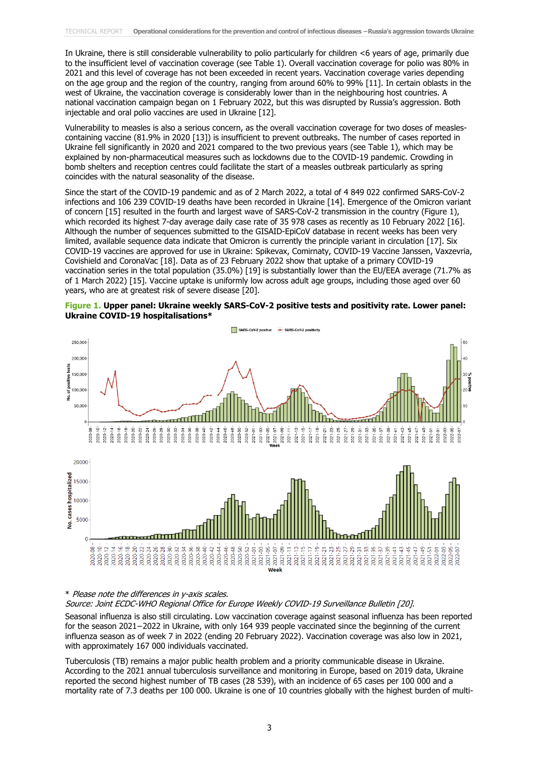In Ukraine, there is still considerable vulnerability to polio particularly for children <6 years of age, primarily due to the insufficient level of vaccination coverage (see Table 1). Overall vaccination coverage for polio was 80% in 2021 and this level of coverage has not been exceeded in recent years. Vaccination coverage varies depending on the age group and the region of the country, ranging from around 60% to 99% [11]. In certain oblasts in the west of Ukraine, the vaccination coverage is considerably lower than in the neighbouring host countries. A national vaccination campaign began on 1 February 2022, but this was disrupted by Russia's aggression. Both injectable and oral polio vaccines are used in Ukraine [12].

Vulnerability to measles is also a serious concern, as the overall vaccination coverage for two doses of measles-containing vaccine (81.9% in 2020 [13]) is insufficient to prevent outbreaks. The number of cases reported in Ukraine fell significantly in 2020 and 2021 compared to the two previous years (see Table 1), which may be explained by non-pharmaceutical measures such as lockdowns due to the COVID-19 pandemic. Crowding in bomb shelters and reception centres could facilitate the start of a measles outbreak particularly as spring coincides with the natural seasonality of the disease.

Since the start of the COVID-19 pandemic and as of 2 March 2022, a total of 4 849 022 confirmed SARS-CoV-2 infections and 106 239 COVID-19 deaths have been recorded in Ukraine [14]. Emergence of the Omicron variant of concern [15] resulted in the fourth and largest wave of SARS-CoV-2 transmission in the country (Figure 1), which recorded its highest 7-day average daily case rate of 35 978 cases as recently as 10 February 2022 [16]. Although the number of sequences submitted to the GISAID-EpiCoV database in recent weeks has been very limited, available sequence data indicate that Omicron is currently the principle variant in circulation [17]. Six COVID-19 vaccines are approved for use in Ukraine: Spikevax, Comirnaty, COVID-19 Vaccine Janssen, Vaxzevria, Covishield and CoronaVac [18]. Data as of 23 February 2022 show that uptake of a primary COVID-19 vaccination series in the total population (35.0%) [19] is substantially lower than the EU/EEA average (71.7% as of 1 March 2022) [15]. Vaccine uptake is uniformly low across adult age groups, including those aged over 60 years, who are at greatest risk of severe disease [20].

**Figure 1. Upper panel: Ukraine weekly SARS-CoV-2 positive tests and positivity rate. Lower panel: Ukraine COVID-19 hospitalisations***

\* *Please note the differences in y-axis scales.*
*Source: Joint ECDC-WHO Regional Office for Europe Weekly COVID-19 Surveillance Bulletin [20].*

Seasonal influenza is also still circulating. Low vaccination coverage against seasonal influenza has been reported for the season 2021−2022 in Ukraine, with only 164 939 people vaccinated since the beginning of the current influenza season as of week 7 in 2022 (ending 20 February 2022). Vaccination coverage was also low in 2021, with approximately 167 000 individuals vaccinated.

Tuberculosis (TB) remains a major public health problem and a priority communicable disease in Ukraine. According to the 2021 annual tuberculosis surveillance and monitoring in Europe, based on 2019 data, Ukraine reported the second highest number of TB cases (28 539), with an incidence of 65 cases per 100 000 and a mortality rate of 7.3 deaths per 100 000. Ukraine is one of 10 countries globally with the highest burden of multi-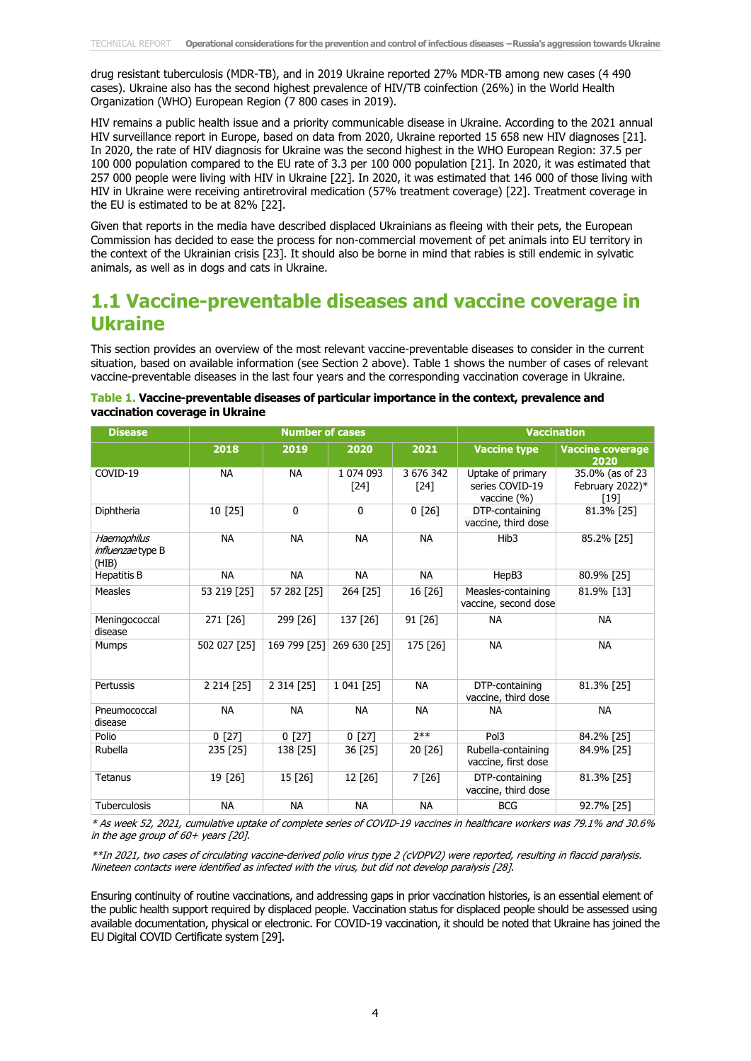drug resistant tuberculosis (MDR-TB), and in 2019 Ukraine reported 27% MDR-TB among new cases (4 490 cases). Ukraine also has the second highest prevalence of HIV/TB coinfection (26%) in the World Health Organization (WHO) European Region (7 800 cases in 2019).

HIV remains a public health issue and a priority communicable disease in Ukraine. According to the 2021 annual HIV surveillance report in Europe, based on data from 2020, Ukraine reported 15 658 new HIV diagnoses [21]. In 2020, the rate of HIV diagnosis for Ukraine was the second highest in the WHO European Region: 37.5 per 100 000 population compared to the EU rate of 3.3 per 100 000 population [21]. In 2020, it was estimated that 257 000 people were living with HIV in Ukraine [22]. In 2020, it was estimated that 146 000 of those living with HIV in Ukraine were receiving antiretroviral medication (57% treatment coverage) [22]. Treatment coverage in the EU is estimated to be at 82% [22].

Given that reports in the media have described displaced Ukrainians as fleeing with their pets, the European Commission has decided to ease the process for non-commercial movement of pet animals into EU territory in the context of the Ukrainian crisis [23]. It should also be borne in mind that rabies is still endemic in sylvatic animals, as well as in dogs and cats in Ukraine.

## 1.1 Vaccine-preventable diseases and vaccine coverage in Ukraine

This section provides an overview of the most relevant vaccine-preventable diseases to consider in the current situation, based on available information (see Section 2 above). Table 1 shows the number of cases of relevant vaccine-preventable diseases in the last four years and the corresponding vaccination coverage in Ukraine.

**Table 1. Vaccine-preventable diseases of particular importance in the context, prevalence and vaccination coverage in Ukraine**

| Disease | Number of cases | | | | Vaccination | |
|---|---|---|---|---|---|---|
| | 2018 | 2019 | 2020 | 2021 | Vaccine type | Vaccine coverage 2020 |
| COVID-19 | NA | NA | 1 074 093 [24] | 3 676 342 [24] | Uptake of primary series COVID-19 vaccine (%) | 35.0% (as of 23 February 2022)* [19] |
| Diphtheria | 10 [25] | 0 | 0 | 0 [26] | DTP-containing vaccine, third dose | 81.3% [25] |
| *Haemophilus influenzae* type B (HIB) | NA | NA | NA | NA | Hib3 | 85.2% [25] |
| Hepatitis B | NA | NA | NA | NA | HepB3 | 80.9% [25] |
| Measles | 53 219 [25] | 57 282 [25] | 264 [25] | 16 [26] | Measles-containing vaccine, second dose | 81.9% [13] |
| Meningococcal disease | 271 [26] | 299 [26] | 137 [26] | 91 [26] | NA | NA |
| Mumps | 502 027 [25] | 169 799 [25] | 269 630 [25] | 175 [26] | NA | NA |
| Pertussis | 2 214 [25] | 2 314 [25] | 1 041 [25] | NA | DTP-containing vaccine, third dose | 81.3% [25] |
| Pneumococcal disease | NA | NA | NA | NA | NA | NA |
| Polio | 0 [27] | 0 [27] | 0 [27] | 2** | Pol3 | 84.2% [25] |
| Rubella | 235 [25] | 138 [25] | 36 [25] | 20 [26] | Rubella-containing vaccine, first dose | 84.9% [25] |
| Tetanus | 19 [26] | 15 [26] | 12 [26] | 7 [26] | DTP-containing vaccine, third dose | 81.3% [25] |
| Tuberculosis | NA | NA | NA | NA | BCG | 92.7% [25] |

*\* As week 52, 2021, cumulative uptake of complete series of COVID-19 vaccines in healthcare workers was 79.1% and 30.6% in the age group of 60+ years [20].*

*\*\*In 2021, two cases of circulating vaccine-derived polio virus type 2 (cVDPV2) were reported, resulting in flaccid paralysis. Nineteen contacts were identified as infected with the virus, but did not develop paralysis [28].*

Ensuring continuity of routine vaccinations, and addressing gaps in prior vaccination histories, is an essential element of the public health support required by displaced people. Vaccination status for displaced people should be assessed using available documentation, physical or electronic. For COVID-19 vaccination, it should be noted that Ukraine has joined the EU Digital COVID Certificate system [29].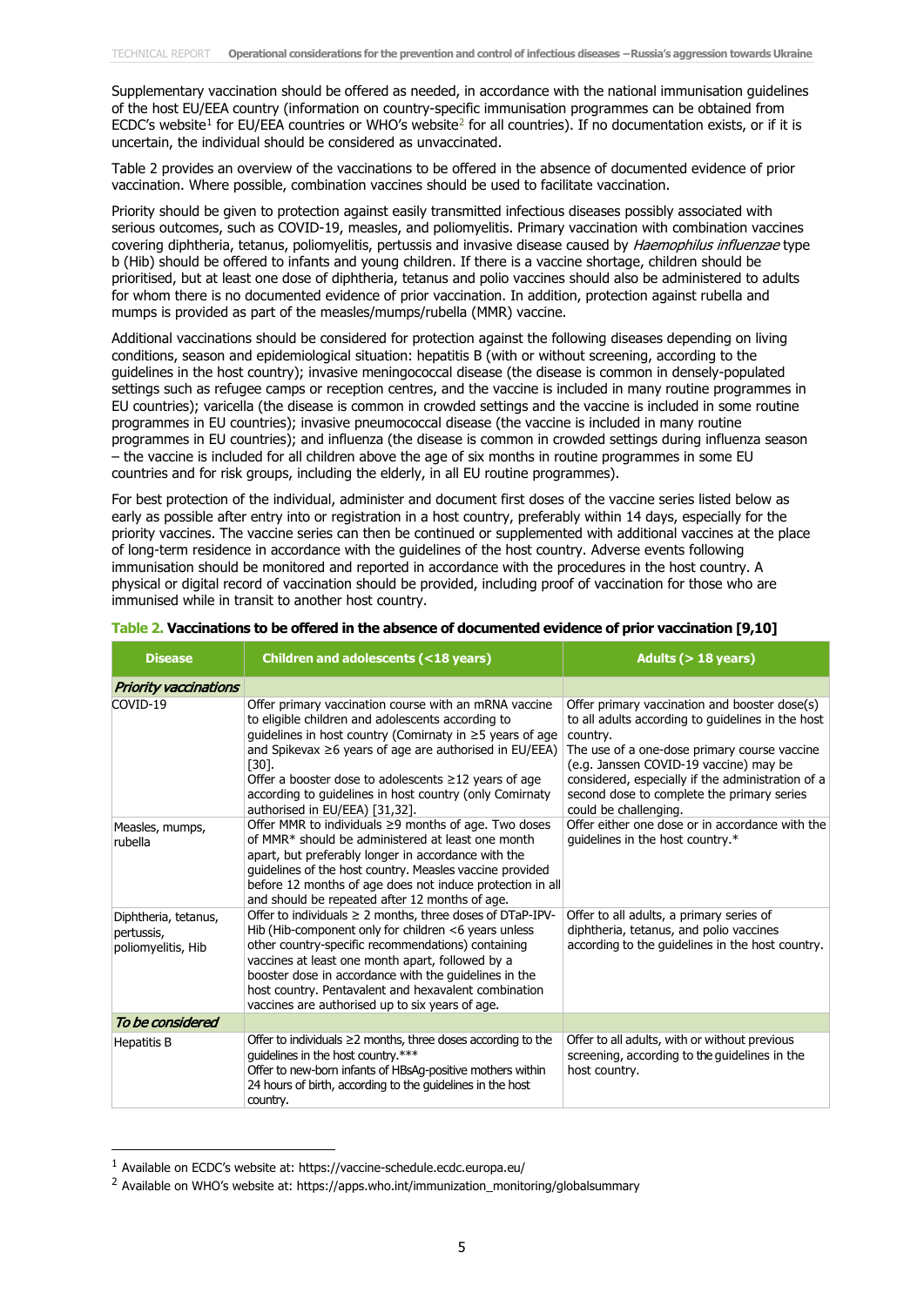Supplementary vaccination should be offered as needed, in accordance with the national immunisation guidelines of the host EU/EEA country (information on country-specific immunisation programmes can be obtained from ECDC's website[1] for EU/EEA countries or WHO's website[2] for all countries). If no documentation exists, or if it is uncertain, the individual should be considered as unvaccinated.

Table 2 provides an overview of the vaccinations to be offered in the absence of documented evidence of prior vaccination. Where possible, combination vaccines should be used to facilitate vaccination.

Priority should be given to protection against easily transmitted infectious diseases possibly associated with serious outcomes, such as COVID-19, measles, and poliomyelitis. Primary vaccination with combination vaccines covering diphtheria, tetanus, poliomyelitis, pertussis and invasive disease caused by *Haemophilus influenzae* type b (Hib) should be offered to infants and young children. If there is a vaccine shortage, children should be prioritised, but at least one dose of diphtheria, tetanus and polio vaccines should also be administered to adults for whom there is no documented evidence of prior vaccination. In addition, protection against rubella and mumps is provided as part of the measles/mumps/rubella (MMR) vaccine.

Additional vaccinations should be considered for protection against the following diseases depending on living conditions, season and epidemiological situation: hepatitis B (with or without screening, according to the guidelines in the host country); invasive meningococcal disease (the disease is common in densely-populated settings such as refugee camps or reception centres, and the vaccine is included in many routine programmes in EU countries); varicella (the disease is common in crowded settings and the vaccine is included in some routine programmes in EU countries); invasive pneumococcal disease (the vaccine is included in many routine programmes in EU countries); and influenza (the disease is common in crowded settings during influenza season – the vaccine is included for all children above the age of six months in routine programmes in some EU countries and for risk groups, including the elderly, in all EU routine programmes).

For best protection of the individual, administer and document first doses of the vaccine series listed below as early as possible after entry into or registration in a host country, preferably within 14 days, especially for the priority vaccines. The vaccine series can then be continued or supplemented with additional vaccines at the place of long-term residence in accordance with the guidelines of the host country. Adverse events following immunisation should be monitored and reported in accordance with the procedures in the host country. A physical or digital record of vaccination should be provided, including proof of vaccination for those who are immunised while in transit to another host country.

**Table 2. Vaccinations to be offered in the absence of documented evidence of prior vaccination [9,10]**

| Disease | Children and adolescents (<18 years) | Adults (> 18 years) |
|---|---|---|
| ***Priority vaccinations*** | | |
| COVID-19 | Offer primary vaccination course with an mRNA vaccine to eligible children and adolescents according to guidelines in host country (Comirnaty in ≥5 years of age and Spikevax ≥6 years of age are authorised in EU/EEA) [30].<br>Offer a booster dose to adolescents ≥12 years of age according to guidelines in host country (only Comirnaty authorised in EU/EEA) [31,32]. | Offer primary vaccination and booster dose(s) to all adults according to guidelines in the host country.<br>The use of a one-dose primary course vaccine (e.g. Janssen COVID-19 vaccine) may be considered, especially if the administration of a second dose to complete the primary series could be challenging. |
| Measles, mumps, rubella | Offer MMR to individuals ≥9 months of age. Two doses of MMR* should be administered at least one month apart, but preferably longer in accordance with the guidelines of the host country. Measles vaccine provided before 12 months of age does not induce protection in all and should be repeated after 12 months of age. | Offer either one dose or in accordance with the guidelines in the host country.* |
| Diphtheria, tetanus, pertussis, poliomyelitis, Hib | Offer to individuals ≥ 2 months, three doses of DTaP-IPV-Hib (Hib-component only for children <6 years unless other country-specific recommendations) containing vaccines at least one month apart, followed by a booster dose in accordance with the guidelines in the host country. Pentavalent and hexavalent combination vaccines are authorised up to six years of age. | Offer to all adults, a primary series of diphtheria, tetanus, and polio vaccines according to the guidelines in the host country. |
| ***To be considered*** | | |
| Hepatitis B | Offer to individuals ≥2 months, three doses according to the guidelines in the host country.***<br>Offer to new-born infants of HBsAg-positive mothers within 24 hours of birth, according to the guidelines in the host country. | Offer to all adults, with or without previous screening, according to the guidelines in the host country. |

[1] Available on ECDC's website at: https://vaccine-schedule.ecdc.europa.eu/

[2] Available on WHO's website at: https://apps.who.int/immunization_monitoring/globalsummary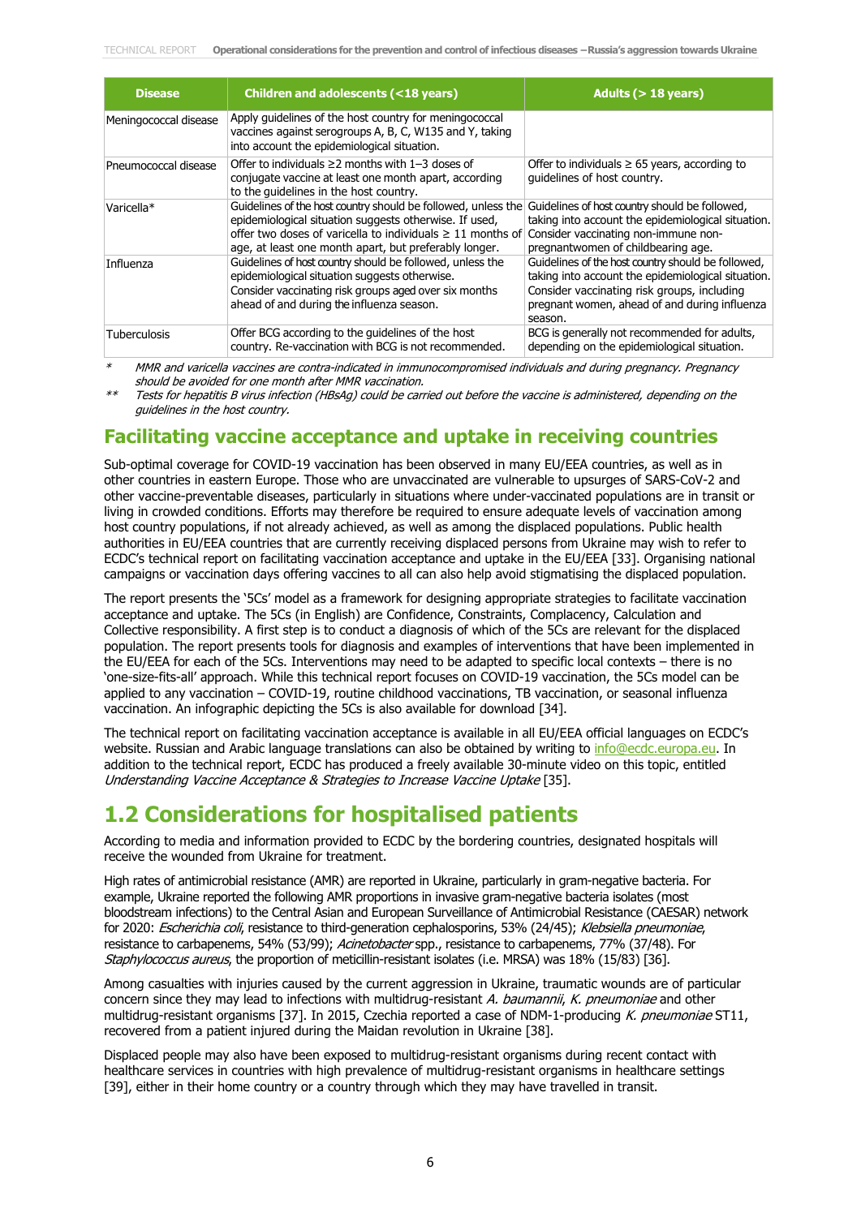| Disease | Children and adolescents (<18 years) | Adults (> 18 years) |
|---|---|---|
| Meningococcal disease | Apply guidelines of the host country for meningococcal vaccines against serogroups A, B, C, W135 and Y, taking into account the epidemiological situation. | |
| Pneumococcal disease | Offer to individuals ≥2 months with 1–3 doses of conjugate vaccine at least one month apart, according to the guidelines in the host country. | Offer to individuals ≥ 65 years, according to guidelines of host country. |
| Varicella* | Guidelines of the host country should be followed, unless the epidemiological situation suggests otherwise. If used, offer two doses of varicella to individuals ≥ 11 months of age, at least one month apart, but preferably longer. | Guidelines of host country should be followed, taking into account the epidemiological situation. Consider vaccinating non-immune non-pregnantwomen of childbearing age. |
| Influenza | Guidelines of host country should be followed, unless the epidemiological situation suggests otherwise. Consider vaccinating risk groups aged over six months ahead of and during the influenza season. | Guidelines of the host country should be followed, taking into account the epidemiological situation. Consider vaccinating risk groups, including pregnant women, ahead of and during influenza season. |
| Tuberculosis | Offer BCG according to the guidelines of the host country. Re-vaccination with BCG is not recommended. | BCG is generally not recommended for adults, depending on the epidemiological situation. |

\* *MMR and varicella vaccines are contra-indicated in immunocompromised individuals and during pregnancy. Pregnancy should be avoided for one month after MMR vaccination.*

\*\* *Tests for hepatitis B virus infection (HBsAg) could be carried out before the vaccine is administered, depending on the guidelines in the host country.*

## Facilitating vaccine acceptance and uptake in receiving countries

Sub-optimal coverage for COVID-19 vaccination has been observed in many EU/EEA countries, as well as in other countries in eastern Europe. Those who are unvaccinated are vulnerable to upsurges of SARS-CoV-2 and other vaccine-preventable diseases, particularly in situations where under-vaccinated populations are in transit or living in crowded conditions. Efforts may therefore be required to ensure adequate levels of vaccination among host country populations, if not already achieved, as well as among the displaced populations. Public health authorities in EU/EEA countries that are currently receiving displaced persons from Ukraine may wish to refer to ECDC's technical report on facilitating vaccination acceptance and uptake in the EU/EEA [33]. Organising national campaigns or vaccination days offering vaccines to all can also help avoid stigmatising the displaced population.

The report presents the '5Cs' model as a framework for designing appropriate strategies to facilitate vaccination acceptance and uptake. The 5Cs (in English) are Confidence, Constraints, Complacency, Calculation and Collective responsibility. A first step is to conduct a diagnosis of which of the 5Cs are relevant for the displaced population. The report presents tools for diagnosis and examples of interventions that have been implemented in the EU/EEA for each of the 5Cs. Interventions may need to be adapted to specific local contexts – there is no 'one-size-fits-all' approach. While this technical report focuses on COVID-19 vaccination, the 5Cs model can be applied to any vaccination – COVID-19, routine childhood vaccinations, TB vaccination, or seasonal influenza vaccination. An infographic depicting the 5Cs is also available for download [34].

The technical report on facilitating vaccination acceptance is available in all EU/EEA official languages on ECDC's website. Russian and Arabic language translations can also be obtained by writing to info@ecdc.europa.eu. In addition to the technical report, ECDC has produced a freely available 30-minute video on this topic, entitled *Understanding Vaccine Acceptance & Strategies to Increase Vaccine Uptake* [35].

# 1.2 Considerations for hospitalised patients

According to media and information provided to ECDC by the bordering countries, designated hospitals will receive the wounded from Ukraine for treatment.

High rates of antimicrobial resistance (AMR) are reported in Ukraine, particularly in gram-negative bacteria. For example, Ukraine reported the following AMR proportions in invasive gram-negative bacteria isolates (most bloodstream infections) to the Central Asian and European Surveillance of Antimicrobial Resistance (CAESAR) network for 2020: *Escherichia coli*, resistance to third-generation cephalosporins, 53% (24/45); *Klebsiella pneumoniae*, resistance to carbapenems, 54% (53/99); *Acinetobacter* spp., resistance to carbapenems, 77% (37/48). For *Staphylococcus aureus*, the proportion of meticillin-resistant isolates (i.e. MRSA) was 18% (15/83) [36].

Among casualties with injuries caused by the current aggression in Ukraine, traumatic wounds are of particular concern since they may lead to infections with multidrug-resistant *A. baumannii*, *K. pneumoniae* and other multidrug-resistant organisms [37]. In 2015, Czechia reported a case of NDM-1-producing *K. pneumoniae* ST11, recovered from a patient injured during the Maidan revolution in Ukraine [38].

Displaced people may also have been exposed to multidrug-resistant organisms during recent contact with healthcare services in countries with high prevalence of multidrug-resistant organisms in healthcare settings [39], either in their home country or a country through which they may have travelled in transit.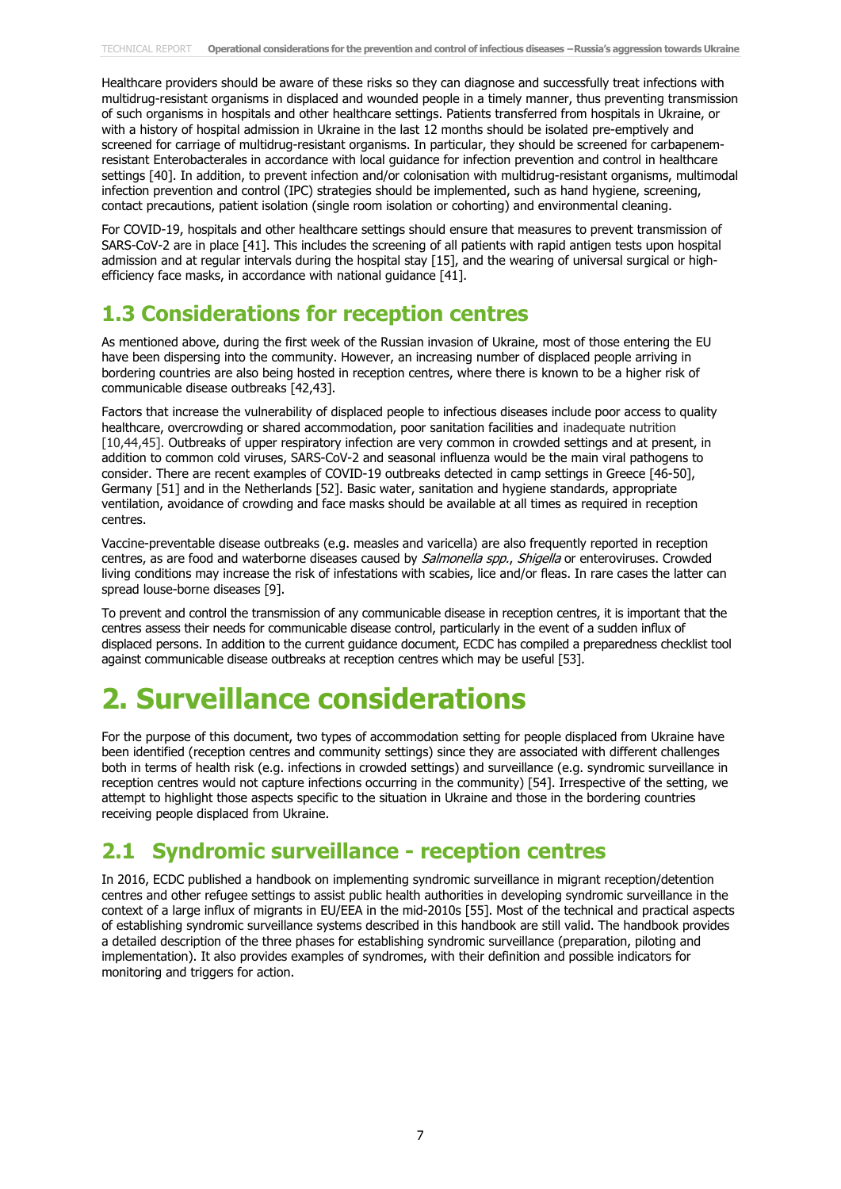Healthcare providers should be aware of these risks so they can diagnose and successfully treat infections with multidrug-resistant organisms in displaced and wounded people in a timely manner, thus preventing transmission of such organisms in hospitals and other healthcare settings. Patients transferred from hospitals in Ukraine, or with a history of hospital admission in Ukraine in the last 12 months should be isolated pre-emptively and screened for carriage of multidrug-resistant organisms. In particular, they should be screened for carbapenem-resistant Enterobacterales in accordance with local guidance for infection prevention and control in healthcare settings [40]. In addition, to prevent infection and/or colonisation with multidrug-resistant organisms, multimodal infection prevention and control (IPC) strategies should be implemented, such as hand hygiene, screening, contact precautions, patient isolation (single room isolation or cohorting) and environmental cleaning.

For COVID-19, hospitals and other healthcare settings should ensure that measures to prevent transmission of SARS-CoV-2 are in place [41]. This includes the screening of all patients with rapid antigen tests upon hospital admission and at regular intervals during the hospital stay [15], and the wearing of universal surgical or high-efficiency face masks, in accordance with national guidance [41].

## 1.3 Considerations for reception centres

As mentioned above, during the first week of the Russian invasion of Ukraine, most of those entering the EU have been dispersing into the community. However, an increasing number of displaced people arriving in bordering countries are also being hosted in reception centres, where there is known to be a higher risk of communicable disease outbreaks [42,43].

Factors that increase the vulnerability of displaced people to infectious diseases include poor access to quality healthcare, overcrowding or shared accommodation, poor sanitation facilities and inadequate nutrition [10,44,45]. Outbreaks of upper respiratory infection are very common in crowded settings and at present, in addition to common cold viruses, SARS-CoV-2 and seasonal influenza would be the main viral pathogens to consider. There are recent examples of COVID-19 outbreaks detected in camp settings in Greece [46-50], Germany [51] and in the Netherlands [52]. Basic water, sanitation and hygiene standards, appropriate ventilation, avoidance of crowding and face masks should be available at all times as required in reception centres.

Vaccine-preventable disease outbreaks (e.g. measles and varicella) are also frequently reported in reception centres, as are food and waterborne diseases caused by *Salmonella spp.*, *Shigella* or enteroviruses. Crowded living conditions may increase the risk of infestations with scabies, lice and/or fleas. In rare cases the latter can spread louse-borne diseases [9].

To prevent and control the transmission of any communicable disease in reception centres, it is important that the centres assess their needs for communicable disease control, particularly in the event of a sudden influx of displaced persons. In addition to the current guidance document, ECDC has compiled a preparedness checklist tool against communicable disease outbreaks at reception centres which may be useful [53].

# 2. Surveillance considerations

For the purpose of this document, two types of accommodation setting for people displaced from Ukraine have been identified (reception centres and community settings) since they are associated with different challenges both in terms of health risk (e.g. infections in crowded settings) and surveillance (e.g. syndromic surveillance in reception centres would not capture infections occurring in the community) [54]. Irrespective of the setting, we attempt to highlight those aspects specific to the situation in Ukraine and those in the bordering countries receiving people displaced from Ukraine.

## 2.1 Syndromic surveillance - reception centres

In 2016, ECDC published a handbook on implementing syndromic surveillance in migrant reception/detention centres and other refugee settings to assist public health authorities in developing syndromic surveillance in the context of a large influx of migrants in EU/EEA in the mid-2010s [55]. Most of the technical and practical aspects of establishing syndromic surveillance systems described in this handbook are still valid. The handbook provides a detailed description of the three phases for establishing syndromic surveillance (preparation, piloting and implementation). It also provides examples of syndromes, with their definition and possible indicators for monitoring and triggers for action.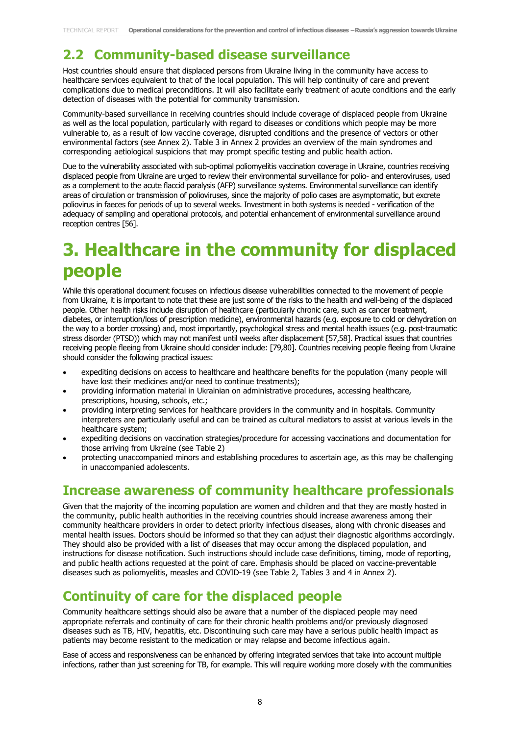## 2.2 Community-based disease surveillance

Host countries should ensure that displaced persons from Ukraine living in the community have access to healthcare services equivalent to that of the local population. This will help continuity of care and prevent complications due to medical preconditions. It will also facilitate early treatment of acute conditions and the early detection of diseases with the potential for community transmission.

Community-based surveillance in receiving countries should include coverage of displaced people from Ukraine as well as the local population, particularly with regard to diseases or conditions which people may be more vulnerable to, as a result of low vaccine coverage, disrupted conditions and the presence of vectors or other environmental factors (see Annex 2). Table 3 in Annex 2 provides an overview of the main syndromes and corresponding aetiological suspicions that may prompt specific testing and public health action.

Due to the vulnerability associated with sub-optimal poliomyelitis vaccination coverage in Ukraine, countries receiving displaced people from Ukraine are urged to review their environmental surveillance for polio- and enteroviruses, used as a complement to the acute flaccid paralysis (AFP) surveillance systems. Environmental surveillance can identify areas of circulation or transmission of polioviruses, since the majority of polio cases are asymptomatic, but excrete poliovirus in faeces for periods of up to several weeks. Investment in both systems is needed - verification of the adequacy of sampling and operational protocols, and potential enhancement of environmental surveillance around reception centres [56].

# 3. Healthcare in the community for displaced people

While this operational document focuses on infectious disease vulnerabilities connected to the movement of people from Ukraine, it is important to note that these are just some of the risks to the health and well-being of the displaced people. Other health risks include disruption of healthcare (particularly chronic care, such as cancer treatment, diabetes, or interruption/loss of prescription medicine), environmental hazards (e.g. exposure to cold or dehydration on the way to a border crossing) and, most importantly, psychological stress and mental health issues (e.g. post-traumatic stress disorder (PTSD)) which may not manifest until weeks after displacement [57,58]. Practical issues that countries receiving people fleeing from Ukraine should consider include: [79,80]. Countries receiving people fleeing from Ukraine should consider the following practical issues:

- expediting decisions on access to healthcare and healthcare benefits for the population (many people will have lost their medicines and/or need to continue treatments);
- providing information material in Ukrainian on administrative procedures, accessing healthcare, prescriptions, housing, schools, etc.;
- providing interpreting services for healthcare providers in the community and in hospitals. Community interpreters are particularly useful and can be trained as cultural mediators to assist at various levels in the healthcare system;
- expediting decisions on vaccination strategies/procedure for accessing vaccinations and documentation for those arriving from Ukraine (see Table 2)
- protecting unaccompanied minors and establishing procedures to ascertain age, as this may be challenging in unaccompanied adolescents.

## Increase awareness of community healthcare professionals

Given that the majority of the incoming population are women and children and that they are mostly hosted in the community, public health authorities in the receiving countries should increase awareness among their community healthcare providers in order to detect priority infectious diseases, along with chronic diseases and mental health issues. Doctors should be informed so that they can adjust their diagnostic algorithms accordingly. They should also be provided with a list of diseases that may occur among the displaced population, and instructions for disease notification. Such instructions should include case definitions, timing, mode of reporting, and public health actions requested at the point of care. Emphasis should be placed on vaccine-preventable diseases such as poliomyelitis, measles and COVID-19 (see Table 2, Tables 3 and 4 in Annex 2).

## Continuity of care for the displaced people

Community healthcare settings should also be aware that a number of the displaced people may need appropriate referrals and continuity of care for their chronic health problems and/or previously diagnosed diseases such as TB, HIV, hepatitis, etc. Discontinuing such care may have a serious public health impact as patients may become resistant to the medication or may relapse and become infectious again.

Ease of access and responsiveness can be enhanced by offering integrated services that take into account multiple infections, rather than just screening for TB, for example. This will require working more closely with the communities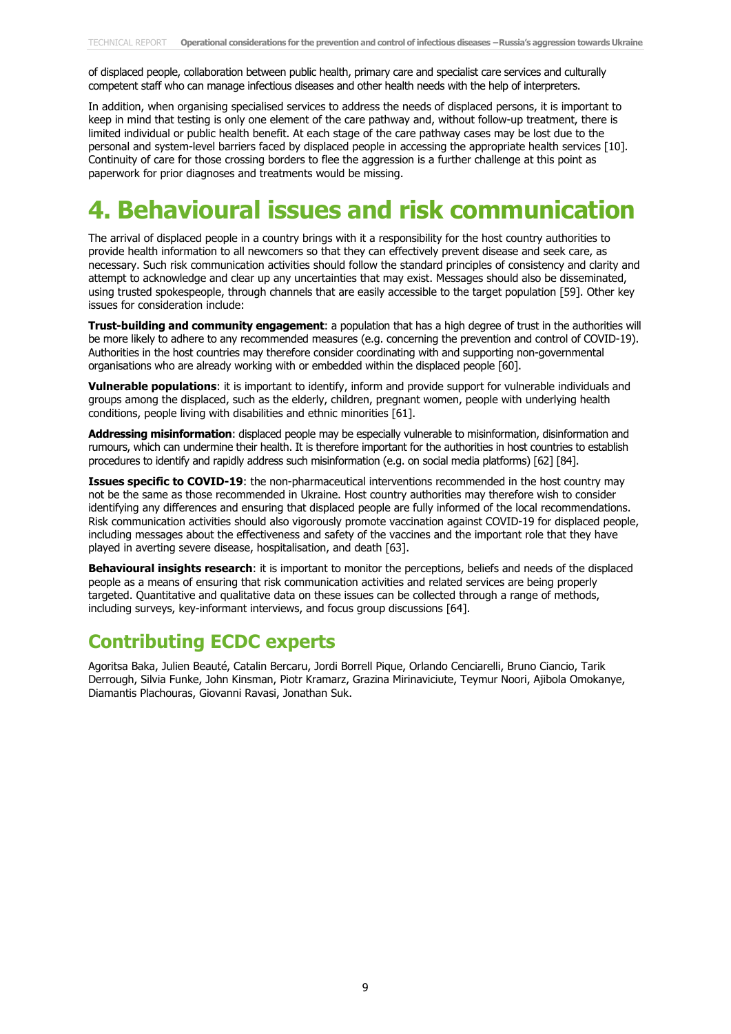of displaced people, collaboration between public health, primary care and specialist care services and culturally competent staff who can manage infectious diseases and other health needs with the help of interpreters.

In addition, when organising specialised services to address the needs of displaced persons, it is important to keep in mind that testing is only one element of the care pathway and, without follow-up treatment, there is limited individual or public health benefit. At each stage of the care pathway cases may be lost due to the personal and system-level barriers faced by displaced people in accessing the appropriate health services [10]. Continuity of care for those crossing borders to flee the aggression is a further challenge at this point as paperwork for prior diagnoses and treatments would be missing.

# 4. Behavioural issues and risk communication

The arrival of displaced people in a country brings with it a responsibility for the host country authorities to provide health information to all newcomers so that they can effectively prevent disease and seek care, as necessary. Such risk communication activities should follow the standard principles of consistency and clarity and attempt to acknowledge and clear up any uncertainties that may exist. Messages should also be disseminated, using trusted spokespeople, through channels that are easily accessible to the target population [59]. Other key issues for consideration include:

**Trust-building and community engagement**: a population that has a high degree of trust in the authorities will be more likely to adhere to any recommended measures (e.g. concerning the prevention and control of COVID-19). Authorities in the host countries may therefore consider coordinating with and supporting non-governmental organisations who are already working with or embedded within the displaced people [60].

**Vulnerable populations**: it is important to identify, inform and provide support for vulnerable individuals and groups among the displaced, such as the elderly, children, pregnant women, people with underlying health conditions, people living with disabilities and ethnic minorities [61].

**Addressing misinformation**: displaced people may be especially vulnerable to misinformation, disinformation and rumours, which can undermine their health. It is therefore important for the authorities in host countries to establish procedures to identify and rapidly address such misinformation (e.g. on social media platforms) [62] [84].

**Issues specific to COVID-19**: the non-pharmaceutical interventions recommended in the host country may not be the same as those recommended in Ukraine. Host country authorities may therefore wish to consider identifying any differences and ensuring that displaced people are fully informed of the local recommendations. Risk communication activities should also vigorously promote vaccination against COVID-19 for displaced people, including messages about the effectiveness and safety of the vaccines and the important role that they have played in averting severe disease, hospitalisation, and death [63].

**Behavioural insights research**: it is important to monitor the perceptions, beliefs and needs of the displaced people as a means of ensuring that risk communication activities and related services are being properly targeted. Quantitative and qualitative data on these issues can be collected through a range of methods, including surveys, key-informant interviews, and focus group discussions [64].

## Contributing ECDC experts

Agoritsa Baka, Julien Beauté, Catalin Bercaru, Jordi Borrell Pique, Orlando Cenciarelli, Bruno Ciancio, Tarik Derrough, Silvia Funke, John Kinsman, Piotr Kramarz, Grazina Mirinaviciute, Teymur Noori, Ajibola Omokanye, Diamantis Plachouras, Giovanni Ravasi, Jonathan Suk.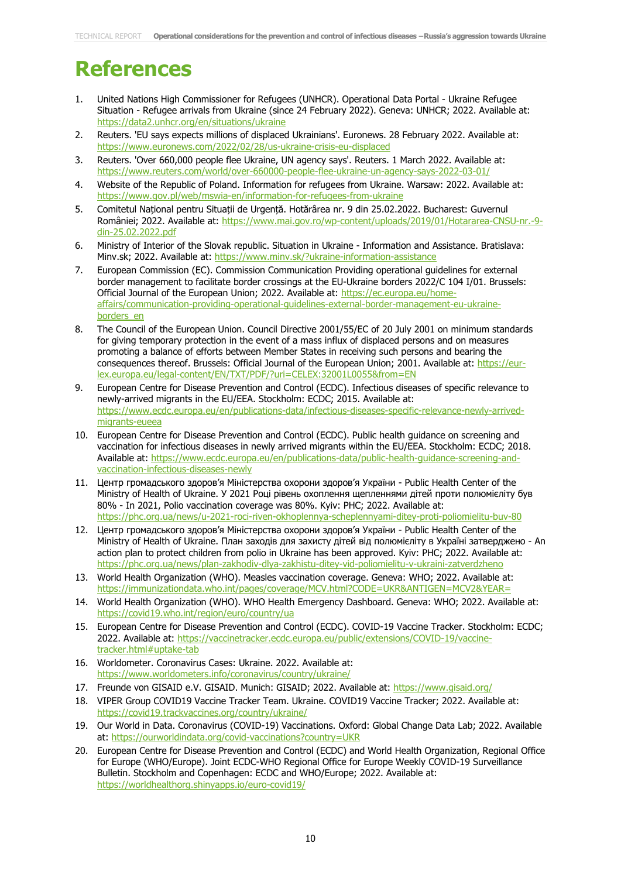# References

1. United Nations High Commissioner for Refugees (UNHCR). Operational Data Portal - Ukraine Refugee Situation - Refugee arrivals from Ukraine (since 24 February 2022). Geneva: UNHCR; 2022. Available at: https://data2.unhcr.org/en/situations/ukraine
2. Reuters. 'EU says expects millions of displaced Ukrainians'. Euronews. 28 February 2022. Available at: https://www.euronews.com/2022/02/28/us-ukraine-crisis-eu-displaced
3. Reuters. 'Over 660,000 people flee Ukraine, UN agency says'. Reuters. 1 March 2022. Available at: https://www.reuters.com/world/over-660000-people-flee-ukraine-un-agency-says-2022-03-01/
4. Website of the Republic of Poland. Information for refugees from Ukraine. Warsaw: 2022. Available at: https://www.gov.pl/web/mswia-en/information-for-refugees-from-ukraine
5. Comitetul Național pentru Situații de Urgență. Hotărârea nr. 9 din 25.02.2022. Bucharest: Guvernul României; 2022. Available at: https://www.mai.gov.ro/wp-content/uploads/2019/01/Hotararea-CNSU-nr.-9-din-25.02.2022.pdf
6. Ministry of Interior of the Slovak republic. Situation in Ukraine - Information and Assistance. Bratislava: Minv.sk; 2022. Available at: https://www.minv.sk/?ukraine-information-assistance
7. European Commission (EC). Commission Communication Providing operational guidelines for external border management to facilitate border crossings at the EU-Ukraine borders 2022/C 104 I/01. Brussels: Official Journal of the European Union; 2022. Available at: https://ec.europa.eu/home-affairs/communication-providing-operational-guidelines-external-border-management-eu-ukraine-borders_en
8. The Council of the European Union. Council Directive 2001/55/EC of 20 July 2001 on minimum standards for giving temporary protection in the event of a mass influx of displaced persons and on measures promoting a balance of efforts between Member States in receiving such persons and bearing the consequences thereof. Brussels: Official Journal of the European Union; 2001. Available at: https://eur-lex.europa.eu/legal-content/EN/TXT/PDF/?uri=CELEX:32001L0055&from=EN
9. European Centre for Disease Prevention and Control (ECDC). Infectious diseases of specific relevance to newly-arrived migrants in the EU/EEA. Stockholm: ECDC; 2015. Available at: https://www.ecdc.europa.eu/en/publications-data/infectious-diseases-specific-relevance-newly-arrived-migrants-eueea
10. European Centre for Disease Prevention and Control (ECDC). Public health guidance on screening and vaccination for infectious diseases in newly arrived migrants within the EU/EEA. Stockholm: ECDC; 2018. Available at: https://www.ecdc.europa.eu/en/publications-data/public-health-guidance-screening-and-vaccination-infectious-diseases-newly
11. Центр громадського здоров'я Міністерства охорони здоров'я України - Public Health Center of the Ministry of Health of Ukraine. У 2021 Році рівень охоплення щепленнями дітей проти полюмієліту був 80% - In 2021, Polio vaccination coverage was 80%. Kyiv: PHC; 2022. Available at: https://phc.org.ua/news/u-2021-roci-riven-okhoplennya-scheplennyami-ditey-proti-poliomielitu-buv-80
12. Центр громадського здоров'я Міністерства охорони здоров'я України - Public Health Center of the Ministry of Health of Ukraine. План заходів для захисту дітей від полюмієліту в Україні затверджено - An action plan to protect children from polio in Ukraine has been approved. Kyiv: PHC; 2022. Available at: https://phc.org.ua/news/plan-zakhodiv-dlya-zakhistu-ditey-vid-poliomielitu-v-ukraini-zatverdzheno
13. World Health Organization (WHO). Measles vaccination coverage. Geneva: WHO; 2022. Available at: https://immunizationdata.who.int/pages/coverage/MCV.html?CODE=UKR&ANTIGEN=MCV2&YEAR=
14. World Health Organization (WHO). WHO Health Emergency Dashboard. Geneva: WHO; 2022. Available at: https://covid19.who.int/region/euro/country/ua
15. European Centre for Disease Prevention and Control (ECDC). COVID-19 Vaccine Tracker. Stockholm: ECDC; 2022. Available at: https://vaccinetracker.ecdc.europa.eu/public/extensions/COVID-19/vaccine-tracker.html#uptake-tab
16. Worldometer. Coronavirus Cases: Ukraine. 2022. Available at: https://www.worldometers.info/coronavirus/country/ukraine/
17. Freunde von GISAID e.V. GISAID. Munich: GISAID; 2022. Available at: https://www.gisaid.org/
18. VIPER Group COVID19 Vaccine Tracker Team. Ukraine. COVID19 Vaccine Tracker; 2022. Available at: https://covid19.trackvaccines.org/country/ukraine/
19. Our World in Data. Coronavirus (COVID-19) Vaccinations. Oxford: Global Change Data Lab; 2022. Available at: https://ourworldindata.org/covid-vaccinations?country=UKR
20. European Centre for Disease Prevention and Control (ECDC) and World Health Organization, Regional Office for Europe (WHO/Europe). Joint ECDC-WHO Regional Office for Europe Weekly COVID-19 Surveillance Bulletin. Stockholm and Copenhagen: ECDC and WHO/Europe; 2022. Available at: https://worldhealthorg.shinyapps.io/euro-covid19/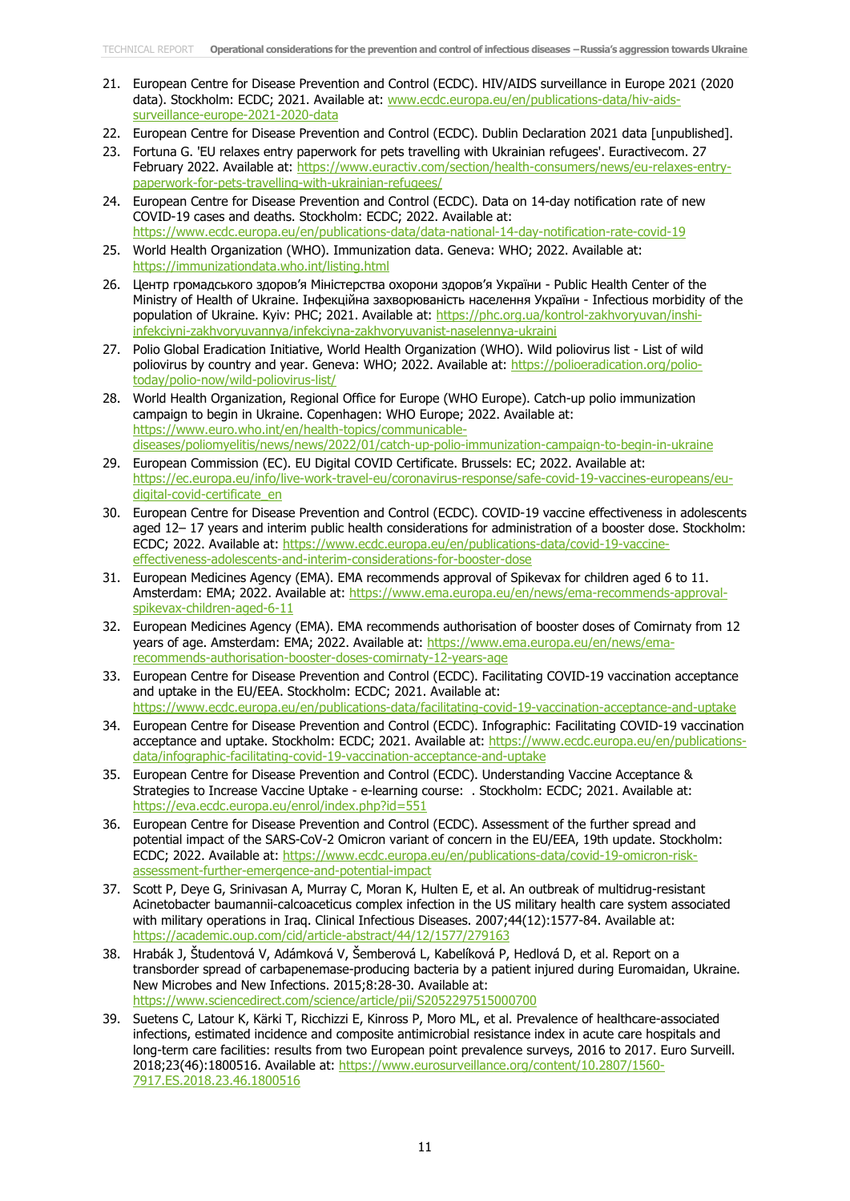21. European Centre for Disease Prevention and Control (ECDC). HIV/AIDS surveillance in Europe 2021 (2020 data). Stockholm: ECDC; 2021. Available at: www.ecdc.europa.eu/en/publications-data/hiv-aids-surveillance-europe-2021-2020-data
22. European Centre for Disease Prevention and Control (ECDC). Dublin Declaration 2021 data [unpublished].
23. Fortuna G. 'EU relaxes entry paperwork for pets travelling with Ukrainian refugees'. Euractivecom. 27 February 2022. Available at: https://www.euractiv.com/section/health-consumers/news/eu-relaxes-entry-paperwork-for-pets-travelling-with-ukrainian-refugees/
24. European Centre for Disease Prevention and Control (ECDC). Data on 14-day notification rate of new COVID-19 cases and deaths. Stockholm: ECDC; 2022. Available at: https://www.ecdc.europa.eu/en/publications-data/data-national-14-day-notification-rate-covid-19
25. World Health Organization (WHO). Immunization data. Geneva: WHO; 2022. Available at: https://immunizationdata.who.int/listing.html
26. Центр громадського здоров'я Міністерства охорони здоров'я України - Public Health Center of the Ministry of Health of Ukraine. Інфекційна захворюваність населення України - Infectious morbidity of the population of Ukraine. Kyiv: PHC; 2021. Available at: https://phc.org.ua/kontrol-zakhvoryuvan/inshi-infekciyni-zakhvoryuvannya/infekciyna-zakhvoryuvanist-naselennya-ukraini
27. Polio Global Eradication Initiative, World Health Organization (WHO). Wild poliovirus list - List of wild poliovirus by country and year. Geneva: WHO; 2022. Available at: https://polioeradication.org/polio-today/polio-now/wild-poliovirus-list/
28. World Health Organization, Regional Office for Europe (WHO Europe). Catch-up polio immunization campaign to begin in Ukraine. Copenhagen: WHO Europe; 2022. Available at: https://www.euro.who.int/en/health-topics/communicable-diseases/poliomyelitis/news/news/2022/01/catch-up-polio-immunization-campaign-to-begin-in-ukraine
29. European Commission (EC). EU Digital COVID Certificate. Brussels: EC; 2022. Available at: https://ec.europa.eu/info/live-work-travel-eu/coronavirus-response/safe-covid-19-vaccines-europeans/eu-digital-covid-certificate_en
30. European Centre for Disease Prevention and Control (ECDC). COVID-19 vaccine effectiveness in adolescents aged 12– 17 years and interim public health considerations for administration of a booster dose. Stockholm: ECDC; 2022. Available at: https://www.ecdc.europa.eu/en/publications-data/covid-19-vaccine-effectiveness-adolescents-and-interim-considerations-for-booster-dose
31. European Medicines Agency (EMA). EMA recommends approval of Spikevax for children aged 6 to 11. Amsterdam: EMA; 2022. Available at: https://www.ema.europa.eu/en/news/ema-recommends-approval-spikevax-children-aged-6-11
32. European Medicines Agency (EMA). EMA recommends authorisation of booster doses of Comirnaty from 12 years of age. Amsterdam: EMA; 2022. Available at: https://www.ema.europa.eu/en/news/ema-recommends-authorisation-booster-doses-comirnaty-12-years-age
33. European Centre for Disease Prevention and Control (ECDC). Facilitating COVID-19 vaccination acceptance and uptake in the EU/EEA. Stockholm: ECDC; 2021. Available at: https://www.ecdc.europa.eu/en/publications-data/facilitating-covid-19-vaccination-acceptance-and-uptake
34. European Centre for Disease Prevention and Control (ECDC). Infographic: Facilitating COVID-19 vaccination acceptance and uptake. Stockholm: ECDC; 2021. Available at: https://www.ecdc.europa.eu/en/publications-data/infographic-facilitating-covid-19-vaccination-acceptance-and-uptake
35. European Centre for Disease Prevention and Control (ECDC). Understanding Vaccine Acceptance & Strategies to Increase Vaccine Uptake - e-learning course: . Stockholm: ECDC; 2021. Available at: https://eva.ecdc.europa.eu/enrol/index.php?id=551
36. European Centre for Disease Prevention and Control (ECDC). Assessment of the further spread and potential impact of the SARS-CoV-2 Omicron variant of concern in the EU/EEA, 19th update. Stockholm: ECDC; 2022. Available at: https://www.ecdc.europa.eu/en/publications-data/covid-19-omicron-risk-assessment-further-emergence-and-potential-impact
37. Scott P, Deye G, Srinivasan A, Murray C, Moran K, Hulten E, et al. An outbreak of multidrug-resistant Acinetobacter baumannii-calcoaceticus complex infection in the US military health care system associated with military operations in Iraq. Clinical Infectious Diseases. 2007;44(12):1577-84. Available at: https://academic.oup.com/cid/article-abstract/44/12/1577/279163
38. Hrabák J, Študentová V, Adámková V, Šemberová L, Kabelíková P, Hedlová D, et al. Report on a transborder spread of carbapenemase-producing bacteria by a patient injured during Euromaidan, Ukraine. New Microbes and New Infections. 2015;8:28-30. Available at: https://www.sciencedirect.com/science/article/pii/S2052297515000700
39. Suetens C, Latour K, Kärki T, Ricchizzi E, Kinross P, Moro ML, et al. Prevalence of healthcare-associated infections, estimated incidence and composite antimicrobial resistance index in acute care hospitals and long-term care facilities: results from two European point prevalence surveys, 2016 to 2017. Euro Surveill. 2018;23(46):1800516. Available at: https://www.eurosurveillance.org/content/10.2807/1560-7917.ES.2018.23.46.1800516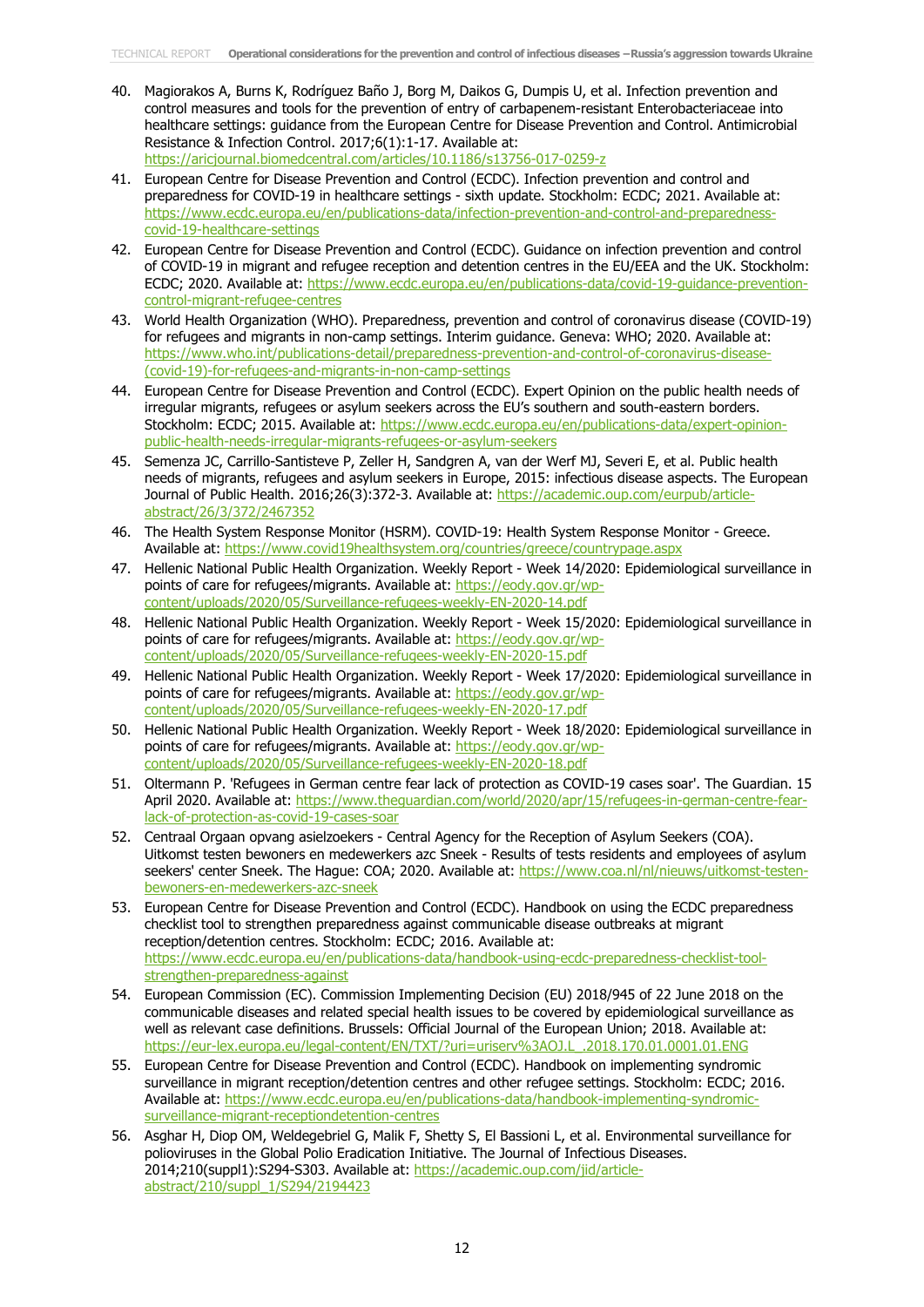40. Magiorakos A, Burns K, Rodríguez Baño J, Borg M, Daikos G, Dumpis U, et al. Infection prevention and control measures and tools for the prevention of entry of carbapenem-resistant Enterobacteriaceae into healthcare settings: guidance from the European Centre for Disease Prevention and Control. Antimicrobial Resistance & Infection Control. 2017;6(1):1-17. Available at: https://aricjournal.biomedcentral.com/articles/10.1186/s13756-017-0259-z
41. European Centre for Disease Prevention and Control (ECDC). Infection prevention and control and preparedness for COVID-19 in healthcare settings - sixth update. Stockholm: ECDC; 2021. Available at: https://www.ecdc.europa.eu/en/publications-data/infection-prevention-and-control-and-preparedness-covid-19-healthcare-settings
42. European Centre for Disease Prevention and Control (ECDC). Guidance on infection prevention and control of COVID-19 in migrant and refugee reception and detention centres in the EU/EEA and the UK. Stockholm: ECDC; 2020. Available at: https://www.ecdc.europa.eu/en/publications-data/covid-19-guidance-prevention-control-migrant-refugee-centres
43. World Health Organization (WHO). Preparedness, prevention and control of coronavirus disease (COVID-19) for refugees and migrants in non-camp settings. Interim guidance. Geneva: WHO; 2020. Available at: https://www.who.int/publications-detail/preparedness-prevention-and-control-of-coronavirus-disease-(covid-19)-for-refugees-and-migrants-in-non-camp-settings
44. European Centre for Disease Prevention and Control (ECDC). Expert Opinion on the public health needs of irregular migrants, refugees or asylum seekers across the EU's southern and south-eastern borders. Stockholm: ECDC; 2015. Available at: https://www.ecdc.europa.eu/en/publications-data/expert-opinion-public-health-needs-irregular-migrants-refugees-or-asylum-seekers
45. Semenza JC, Carrillo-Santisteve P, Zeller H, Sandgren A, van der Werf MJ, Severi E, et al. Public health needs of migrants, refugees and asylum seekers in Europe, 2015: infectious disease aspects. The European Journal of Public Health. 2016;26(3):372-3. Available at: https://academic.oup.com/eurpub/article-abstract/26/3/372/2467352
46. The Health System Response Monitor (HSRM). COVID-19: Health System Response Monitor - Greece. Available at: https://www.covid19healthsystem.org/countries/greece/countrypage.aspx
47. Hellenic National Public Health Organization. Weekly Report - Week 14/2020: Epidemiological surveillance in points of care for refugees/migrants. Available at: https://eody.gov.gr/wp-content/uploads/2020/05/Surveillance-refugees-weekly-EN-2020-14.pdf
48. Hellenic National Public Health Organization. Weekly Report - Week 15/2020: Epidemiological surveillance in points of care for refugees/migrants. Available at: https://eody.gov.gr/wp-content/uploads/2020/05/Surveillance-refugees-weekly-EN-2020-15.pdf
49. Hellenic National Public Health Organization. Weekly Report - Week 17/2020: Epidemiological surveillance in points of care for refugees/migrants. Available at: https://eody.gov.gr/wp-content/uploads/2020/05/Surveillance-refugees-weekly-EN-2020-17.pdf
50. Hellenic National Public Health Organization. Weekly Report - Week 18/2020: Epidemiological surveillance in points of care for refugees/migrants. Available at: https://eody.gov.gr/wp-content/uploads/2020/05/Surveillance-refugees-weekly-EN-2020-18.pdf
51. Oltermann P. 'Refugees in German centre fear lack of protection as COVID-19 cases soar'. The Guardian. 15 April 2020. Available at: https://www.theguardian.com/world/2020/apr/15/refugees-in-german-centre-fear-lack-of-protection-as-covid-19-cases-soar
52. Centraal Orgaan opvang asielzoekers - Central Agency for the Reception of Asylum Seekers (COA). Uitkomst testen bewoners en medewerkers azc Sneek - Results of tests residents and employees of asylum seekers' center Sneek. The Hague: COA; 2020. Available at: https://www.coa.nl/nl/nieuws/uitkomst-testen-bewoners-en-medewerkers-azc-sneek
53. European Centre for Disease Prevention and Control (ECDC). Handbook on using the ECDC preparedness checklist tool to strengthen preparedness against communicable disease outbreaks at migrant reception/detention centres. Stockholm: ECDC; 2016. Available at: https://www.ecdc.europa.eu/en/publications-data/handbook-using-ecdc-preparedness-checklist-tool-strengthen-preparedness-against
54. European Commission (EC). Commission Implementing Decision (EU) 2018/945 of 22 June 2018 on the communicable diseases and related special health issues to be covered by epidemiological surveillance as well as relevant case definitions. Brussels: Official Journal of the European Union; 2018. Available at: https://eur-lex.europa.eu/legal-content/EN/TXT/?uri=uriserv%3AOJ.L_.2018.170.01.0001.01.ENG
55. European Centre for Disease Prevention and Control (ECDC). Handbook on implementing syndromic surveillance in migrant reception/detention centres and other refugee settings. Stockholm: ECDC; 2016. Available at: https://www.ecdc.europa.eu/en/publications-data/handbook-implementing-syndromic-surveillance-migrant-receptiondetention-centres
56. Asghar H, Diop OM, Weldegebriel G, Malik F, Shetty S, El Bassioni L, et al. Environmental surveillance for polioviruses in the Global Polio Eradication Initiative. The Journal of Infectious Diseases. 2014;210(suppl1):S294-S303. Available at: https://academic.oup.com/jid/article-abstract/210/suppl_1/S294/2194423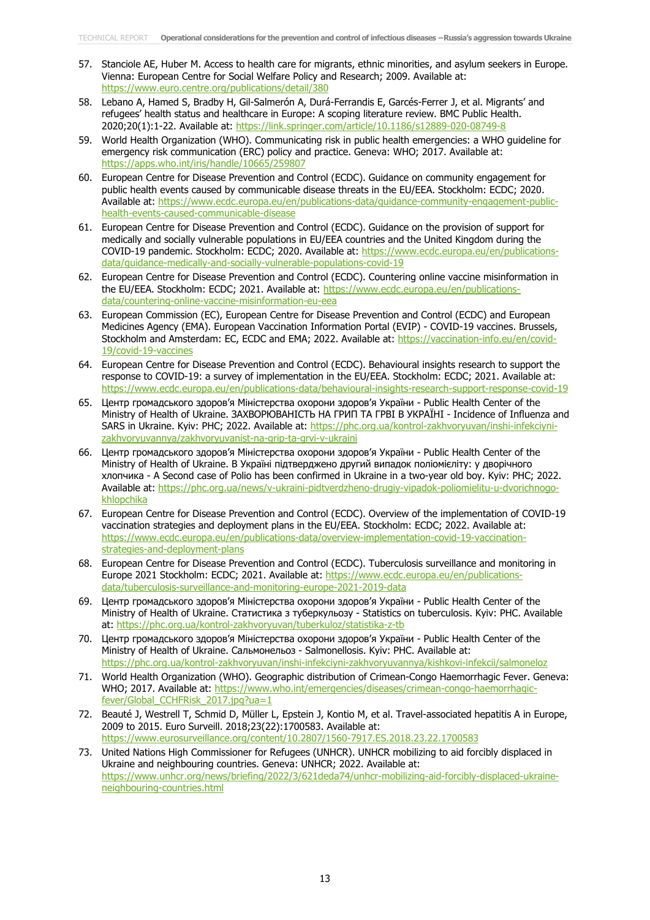57. Stanciole AE, Huber M. Access to health care for migrants, ethnic minorities, and asylum seekers in Europe. Vienna: European Centre for Social Welfare Policy and Research; 2009. Available at: https://www.euro.centre.org/publications/detail/380
58. Lebano A, Hamed S, Bradby H, Gil-Salmerón A, Durá-Ferrandis E, Garcés-Ferrer J, et al. Migrants' and refugees' health status and healthcare in Europe: A scoping literature review. BMC Public Health. 2020;20(1):1-22. Available at: https://link.springer.com/article/10.1186/s12889-020-08749-8
59. World Health Organization (WHO). Communicating risk in public health emergencies: a WHO guideline for emergency risk communication (ERC) policy and practice. Geneva: WHO; 2017. Available at: https://apps.who.int/iris/handle/10665/259807
60. European Centre for Disease Prevention and Control (ECDC). Guidance on community engagement for public health events caused by communicable disease threats in the EU/EEA. Stockholm: ECDC; 2020. Available at: https://www.ecdc.europa.eu/en/publications-data/guidance-community-engagement-public-health-events-caused-communicable-disease
61. European Centre for Disease Prevention and Control (ECDC). Guidance on the provision of support for medically and socially vulnerable populations in EU/EEA countries and the United Kingdom during the COVID-19 pandemic. Stockholm: ECDC; 2020. Available at: https://www.ecdc.europa.eu/en/publications-data/guidance-medically-and-socially-vulnerable-populations-covid-19
62. European Centre for Disease Prevention and Control (ECDC). Countering online vaccine misinformation in the EU/EEA. Stockholm: ECDC; 2021. Available at: https://www.ecdc.europa.eu/en/publications-data/countering-online-vaccine-misinformation-eu-eea
63. European Commission (EC), European Centre for Disease Prevention and Control (ECDC) and European Medicines Agency (EMA). European Vaccination Information Portal (EVIP) - COVID-19 vaccines. Brussels, Stockholm and Amsterdam: EC, ECDC and EMA; 2022. Available at: https://vaccination-info.eu/en/covid-19/covid-19-vaccines
64. European Centre for Disease Prevention and Control (ECDC). Behavioural insights research to support the response to COVID-19: a survey of implementation in the EU/EEA. Stockholm: ECDC; 2021. Available at: https://www.ecdc.europa.eu/en/publications-data/behavioural-insights-research-support-response-covid-19
65. Центр громадського здоров'я Міністерства охорони здоров'я України - Public Health Center of the Ministry of Health of Ukraine. ЗАХВОРЮВАНІСТЬ НА ГРИП ТА ГРВІ В УКРАЇНІ - Incidence of Influenza and SARS in Ukraine. Kyiv: PHC; 2022. Available at: https://phc.org.ua/kontrol-zakhvoryuvan/inshi-infekciyni-zakhvoryuvannya/zakhvoryuvanist-na-grip-ta-grvi-v-ukraini
66. Центр громадського здоров'я Міністерства охорони здоров'я України - Public Health Center of the Ministry of Health of Ukraine. В Україні підтверджено другий випадок поліомієліту: у дворічного хлопчика - A Second case of Polio has been confirmed in Ukraine in a two-year old boy. Kyiv: PHC; 2022. Available at: https://phc.org.ua/news/v-ukraini-pidtverdzheno-drugiy-vipadok-poliomielitu-u-dvorichnogo-khlopchika
67. European Centre for Disease Prevention and Control (ECDC). Overview of the implementation of COVID-19 vaccination strategies and deployment plans in the EU/EEA. Stockholm: ECDC; 2022. Available at: https://www.ecdc.europa.eu/en/publications-data/overview-implementation-covid-19-vaccination-strategies-and-deployment-plans
68. European Centre for Disease Prevention and Control (ECDC). Tuberculosis surveillance and monitoring in Europe 2021 Stockholm: ECDC; 2021. Available at: https://www.ecdc.europa.eu/en/publications-data/tuberculosis-surveillance-and-monitoring-europe-2021-2019-data
69. Центр громадського здоров'я Міністерства охорони здоров'я України - Public Health Center of the Ministry of Health of Ukraine. Статистика з туберкульозу - Statistics on tuberculosis. Kyiv: PHC. Available at: https://phc.org.ua/kontrol-zakhvoryuvan/tuberkuloz/statistika-z-tb
70. Центр громадського здоров'я Міністерства охорони здоров'я України - Public Health Center of the Ministry of Health of Ukraine. Сальмонельоз - Salmonellosis. Kyiv: PHC. Available at: https://phc.org.ua/kontrol-zakhvoryuvan/inshi-infekciyni-zakhvoryuvannya/kishkovi-infekcii/salmoneloz
71. World Health Organization (WHO). Geographic distribution of Crimean-Congo Haemorrhagic Fever. Geneva: WHO; 2017. Available at: https://www.who.int/emergencies/diseases/crimean-congo-haemorrhagic-fever/Global_CCHFRisk_2017.jpg?ua=1
72. Beauté J, Westrell T, Schmid D, Müller L, Epstein J, Kontio M, et al. Travel-associated hepatitis A in Europe, 2009 to 2015. Euro Surveill. 2018;23(22):1700583. Available at: https://www.eurosurveillance.org/content/10.2807/1560-7917.ES.2018.23.22.1700583
73. United Nations High Commissioner for Refugees (UNHCR). UNHCR mobilizing to aid forcibly displaced in Ukraine and neighbouring countries. Geneva: UNHCR; 2022. Available at: https://www.unhcr.org/news/briefing/2022/3/621deda74/unhcr-mobilizing-aid-forcibly-displaced-ukraine-neighbouring-countries.html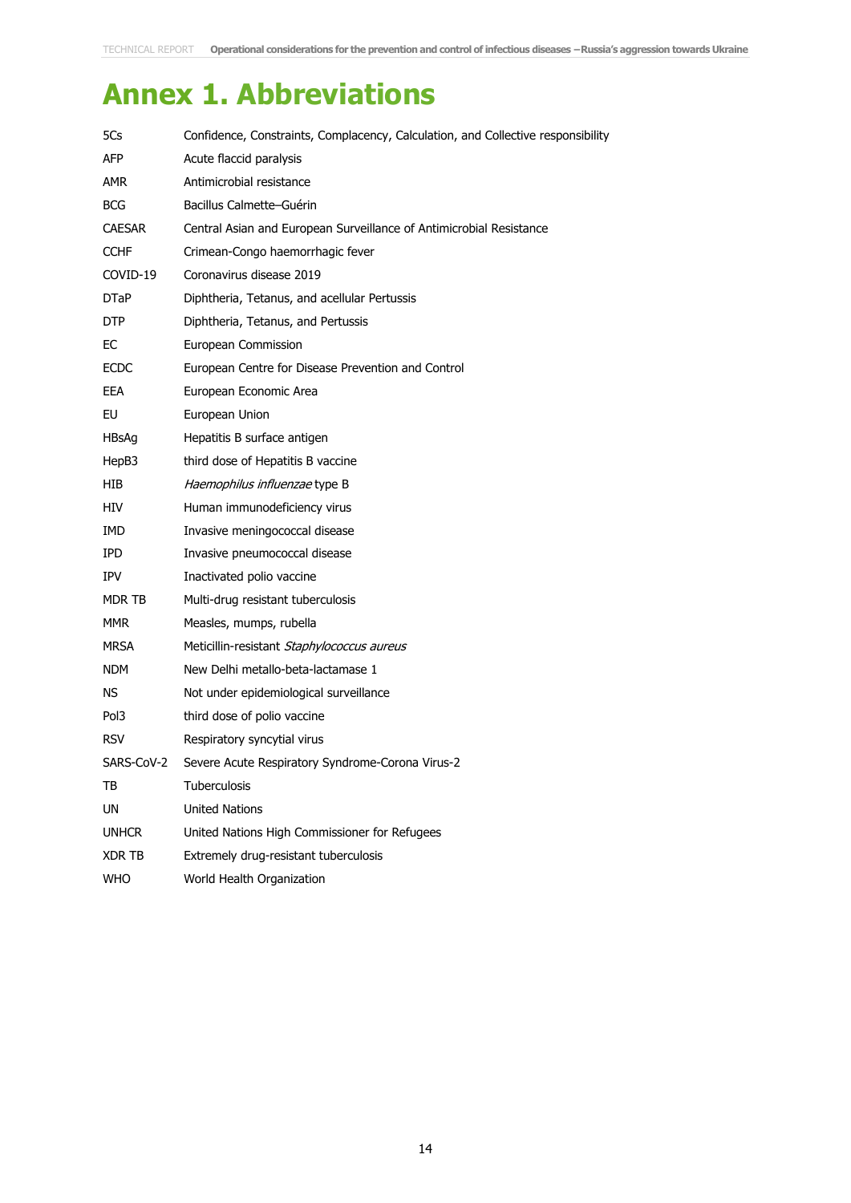# Annex 1. Abbreviations

| | |
|---|---|
| 5Cs | Confidence, Constraints, Complacency, Calculation, and Collective responsibility |
| AFP | Acute flaccid paralysis |
| AMR | Antimicrobial resistance |
| BCG | Bacillus Calmette–Guérin |
| CAESAR | Central Asian and European Surveillance of Antimicrobial Resistance |
| CCHF | Crimean-Congo haemorrhagic fever |
| COVID-19 | Coronavirus disease 2019 |
| DTaP | Diphtheria, Tetanus, and acellular Pertussis |
| DTP | Diphtheria, Tetanus, and Pertussis |
| EC | European Commission |
| ECDC | European Centre for Disease Prevention and Control |
| EEA | European Economic Area |
| EU | European Union |
| HBsAg | Hepatitis B surface antigen |
| HepB3 | third dose of Hepatitis B vaccine |
| HIB | *Haemophilus influenzae* type B |
| HIV | Human immunodeficiency virus |
| IMD | Invasive meningococcal disease |
| IPD | Invasive pneumococcal disease |
| IPV | Inactivated polio vaccine |
| MDR TB | Multi-drug resistant tuberculosis |
| MMR | Measles, mumps, rubella |
| MRSA | Meticillin-resistant *Staphylococcus aureus* |
| NDM | New Delhi metallo-beta-lactamase 1 |
| NS | Not under epidemiological surveillance |
| Pol3 | third dose of polio vaccine |
| RSV | Respiratory syncytial virus |
| SARS-CoV-2 | Severe Acute Respiratory Syndrome-Corona Virus-2 |
| TB | Tuberculosis |
| UN | United Nations |
| UNHCR | United Nations High Commissioner for Refugees |
| XDR TB | Extremely drug-resistant tuberculosis |
| WHO | World Health Organization |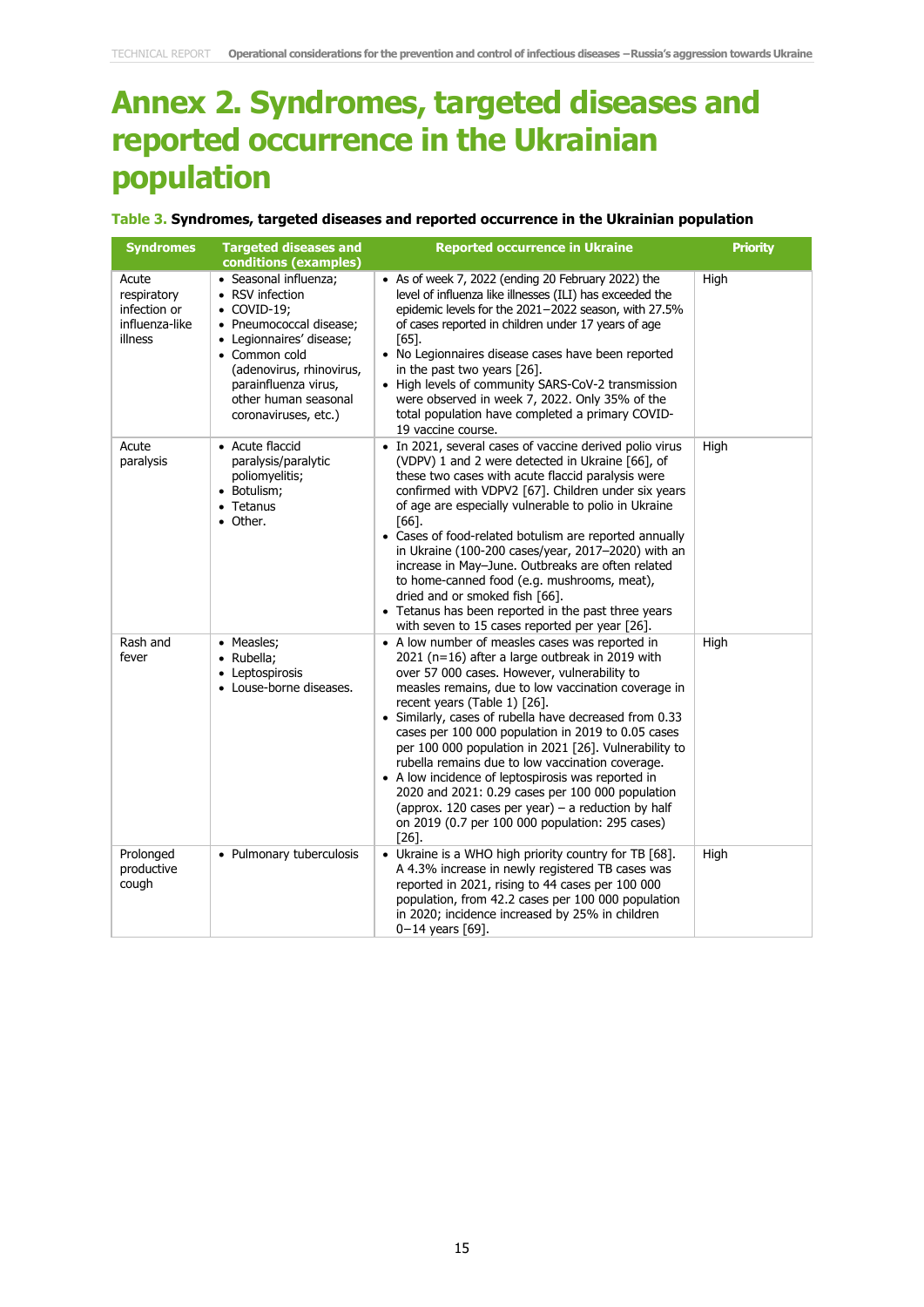# Annex 2. Syndromes, targeted diseases and reported occurrence in the Ukrainian population

**Table 3. Syndromes, targeted diseases and reported occurrence in the Ukrainian population**

| Syndromes | Targeted diseases and conditions (examples) | Reported occurrence in Ukraine | Priority |
|---|---|---|---|
| Acute respiratory infection or influenza-like illness | • Seasonal influenza;<br>• RSV infection<br>• COVID-19;<br>• Pneumococcal disease;<br>• Legionnaires' disease;<br>• Common cold (adenovirus, rhinovirus, parainfluenza virus, other human seasonal coronaviruses, etc.) | • As of week 7, 2022 (ending 20 February 2022) the level of influenza like illnesses (ILI) has exceeded the epidemic levels for the 2021–2022 season, with 27.5% of cases reported in children under 17 years of age [65].<br>• No Legionnaires disease cases have been reported in the past two years [26].<br>• High levels of community SARS-CoV-2 transmission were observed in week 7, 2022. Only 35% of the total population have completed a primary COVID-19 vaccine course. | High |
| Acute paralysis | • Acute flaccid paralysis/paralytic poliomyelitis;<br>• Botulism;<br>• Tetanus<br>• Other. | • In 2021, several cases of vaccine derived polio virus (VDPV) 1 and 2 were detected in Ukraine [66], of these two cases with acute flaccid paralysis were confirmed with VDPV2 [67]. Children under six years of age are especially vulnerable to polio in Ukraine [66].<br>• Cases of food-related botulism are reported annually in Ukraine (100-200 cases/year, 2017–2020) with an increase in May–June. Outbreaks are often related to home-canned food (e.g. mushrooms, meat), dried and or smoked fish [66].<br>• Tetanus has been reported in the past three years with seven to 15 cases reported per year [26]. | High |
| Rash and fever | • Measles;<br>• Rubella;<br>• Leptospirosis<br>• Louse-borne diseases. | • A low number of measles cases was reported in 2021 (n=16) after a large outbreak in 2019 with over 57 000 cases. However, vulnerability to measles remains, due to low vaccination coverage in recent years (Table 1) [26].<br>• Similarly, cases of rubella have decreased from 0.33 cases per 100 000 population in 2019 to 0.05 cases per 100 000 population in 2021 [26]. Vulnerability to rubella remains due to low vaccination coverage.<br>• A low incidence of leptospirosis was reported in 2020 and 2021: 0.29 cases per 100 000 population (approx. 120 cases per year) – a reduction by half on 2019 (0.7 per 100 000 population: 295 cases) [26]. | High |
| Prolonged productive cough | • Pulmonary tuberculosis | • Ukraine is a WHO high priority country for TB [68]. A 4.3% increase in newly registered TB cases was reported in 2021, rising to 44 cases per 100 000 population, from 42.2 cases per 100 000 population in 2020; incidence increased by 25% in children 0–14 years [69]. | High |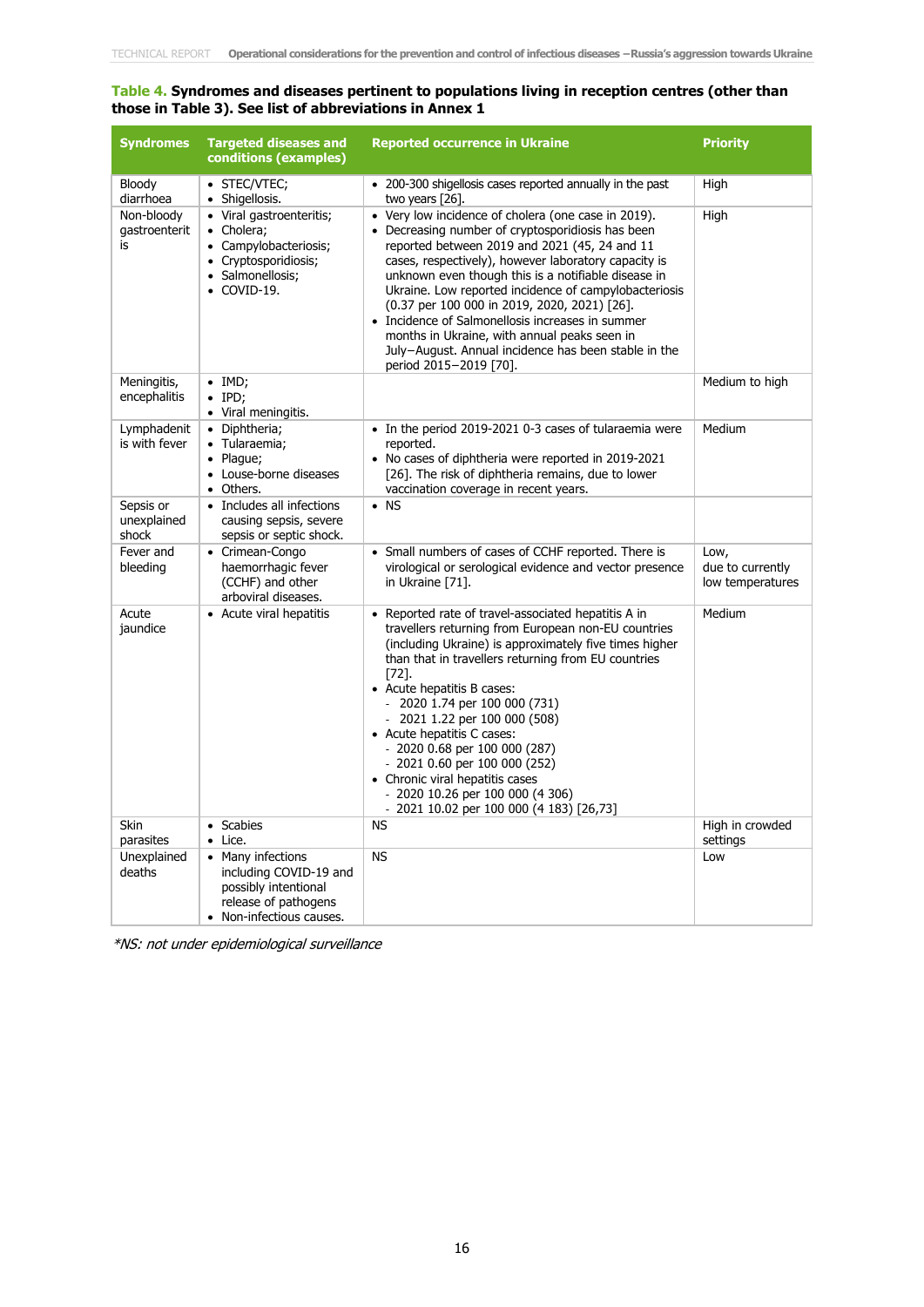**Table 4. Syndromes and diseases pertinent to populations living in reception centres (other than those in Table 3). See list of abbreviations in Annex 1**

| Syndromes | Targeted diseases and conditions (examples) | Reported occurrence in Ukraine | Priority |
|---|---|---|---|
| Bloody diarrhoea | • STEC/VTEC;<br>• Shigellosis. | • 200-300 shigellosis cases reported annually in the past two years [26]. | High |
| Non-bloody gastroenteritis | • Viral gastroenteritis;<br>• Cholera;<br>• Campylobacteriosis;<br>• Cryptosporidiosis;<br>• Salmonellosis;<br>• COVID-19. | • Very low incidence of cholera (one case in 2019).<br>• Decreasing number of cryptosporidiosis has been reported between 2019 and 2021 (45, 24 and 11 cases, respectively), however laboratory capacity is unknown even though this is a notifiable disease in Ukraine. Low reported incidence of campylobacteriosis (0.37 per 100 000 in 2019, 2020, 2021) [26].<br>• Incidence of Salmonellosis increases in summer months in Ukraine, with annual peaks seen in July−August. Annual incidence has been stable in the period 2015−2019 [70]. | High |
| Meningitis, encephalitis | • IMD;<br>• IPD;<br>• Viral meningitis. | | Medium to high |
| Lymphadenitis with fever | • Diphtheria;<br>• Tularaemia;<br>• Plague;<br>• Louse-borne diseases<br>• Others. | • In the period 2019-2021 0-3 cases of tularaemia were reported.<br>• No cases of diphtheria were reported in 2019-2021 [26]. The risk of diphtheria remains, due to lower vaccination coverage in recent years. | Medium |
| Sepsis or unexplained shock | • Includes all infections causing sepsis, severe sepsis or septic shock. | • NS | |
| Fever and bleeding | • Crimean-Congo haemorrhagic fever (CCHF) and other arboviral diseases. | • Small numbers of cases of CCHF reported. There is virological or serological evidence and vector presence in Ukraine [71]. | Low, due to currently low temperatures |
| Acute jaundice | • Acute viral hepatitis | • Reported rate of travel-associated hepatitis A in travellers returning from European non-EU countries (including Ukraine) is approximately five times higher than that in travellers returning from EU countries [72].<br>• Acute hepatitis B cases:<br>- 2020 1.74 per 100 000 (731)<br>- 2021 1.22 per 100 000 (508)<br>• Acute hepatitis C cases:<br>- 2020 0.68 per 100 000 (287)<br>- 2021 0.60 per 100 000 (252)<br>• Chronic viral hepatitis cases<br>- 2020 10.26 per 100 000 (4 306)<br>- 2021 10.02 per 100 000 (4 183) [26,73] | Medium |
| Skin parasites | • Scabies<br>• Lice. | NS | High in crowded settings |
| Unexplained deaths | • Many infections including COVID-19 and possibly intentional release of pathogens<br>• Non-infectious causes. | NS | Low |

*\*NS: not under epidemiological surveillance*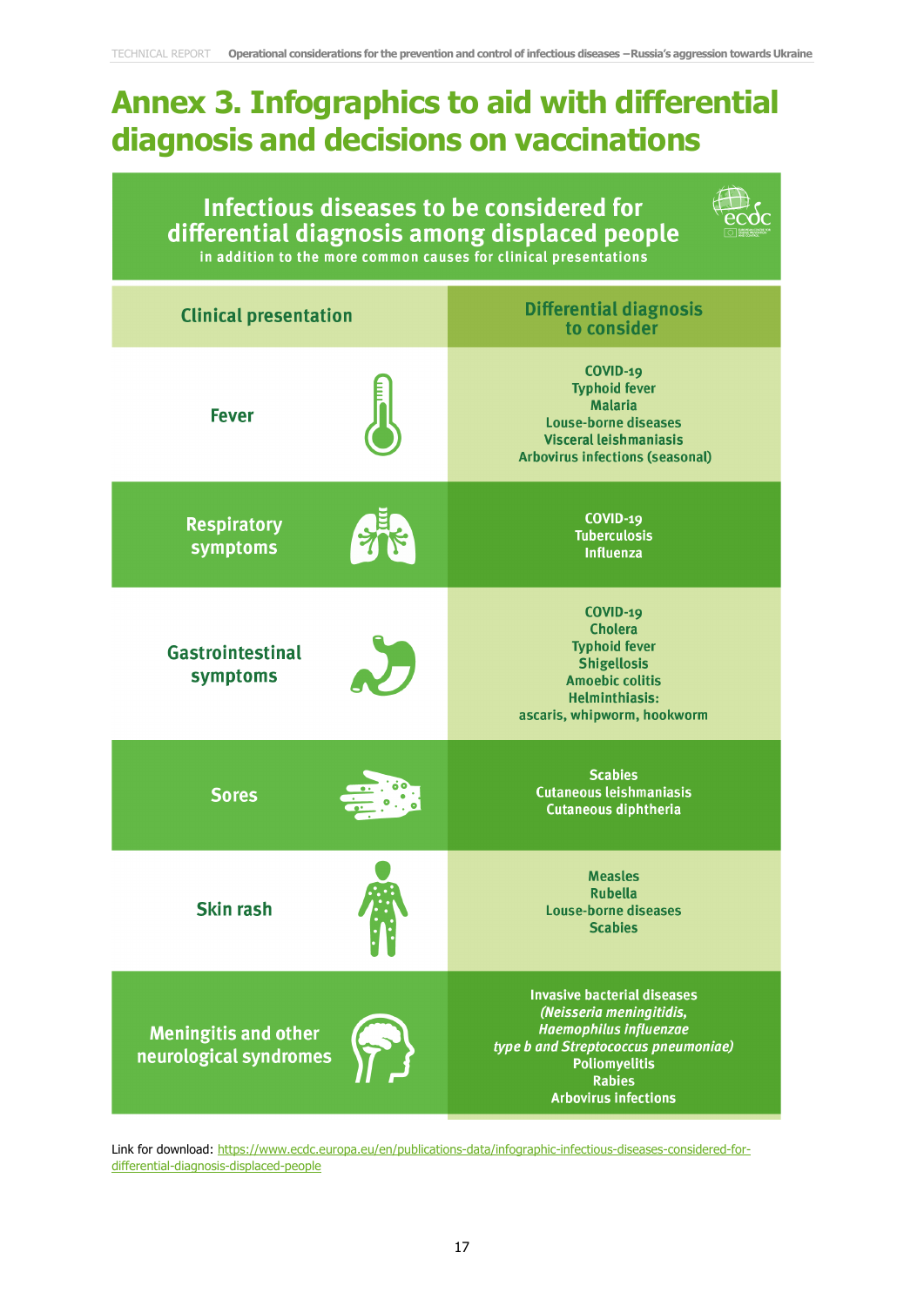# Annex 3. Infographics to aid with differential diagnosis and decisions on vaccinations

## Infectious diseases to be considered for differential diagnosis among displaced people

in addition to the more common causes for clinical presentations

| Clinical presentation | Differential diagnosis to consider |
|---|---|
| Fever | COVID-19<br>Typhoid fever<br>Malaria<br>Louse-borne diseases<br>Visceral leishmaniasis<br>Arbovirus infections (seasonal) |
| Respiratory symptoms | COVID-19<br>Tuberculosis<br>Influenza |
| Gastrointestinal symptoms | COVID-19<br>Cholera<br>Typhoid fever<br>Shigellosis<br>Amoebic colitis<br>Helminthiasis:<br>ascaris, whipworm, hookworm |
| Sores | Scabies<br>Cutaneous leishmaniasis<br>Cutaneous diphtheria |
| Skin rash | Measles<br>Rubella<br>Louse-borne diseases<br>Scabies |
| Meningitis and other neurological syndromes | Invasive bacterial diseases<br>*(Neisseria meningitidis, Haemophilus influenzae type b and Streptococcus pneumoniae)*<br>Poliomyelitis<br>Rabies<br>Arbovirus infections |

Link for download: https://www.ecdc.europa.eu/en/publications-data/infographic-infectious-diseases-considered-for-differential-diagnosis-displaced-people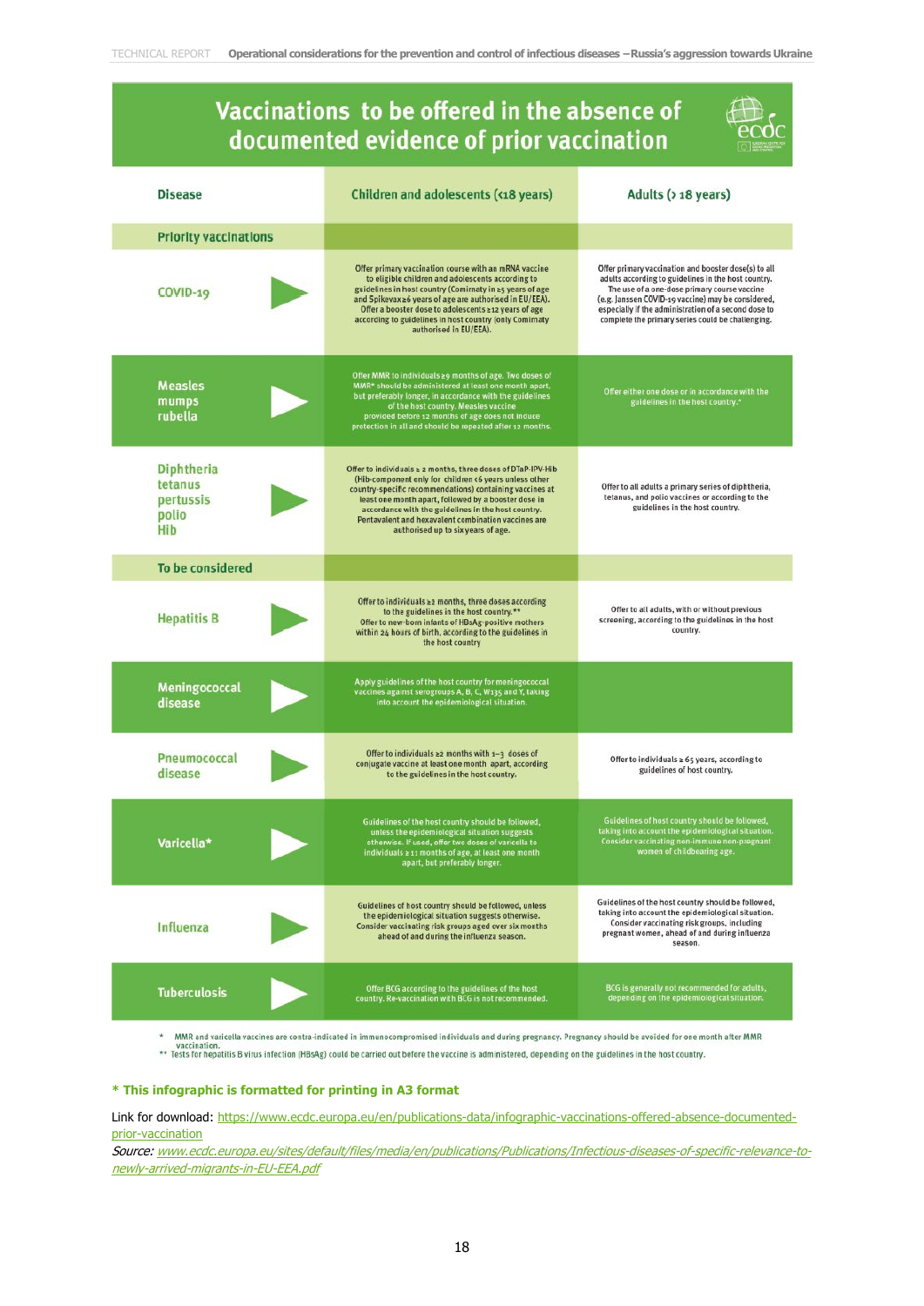## Vaccinations to be offered in the absence of documented evidence of prior vaccination

| Disease | Children and adolescents (<18 years) | Adults (≥ 18 years) |
|---|---|---|
| **Priority vaccinations** | | |
| COVID-19 | Offer primary vaccination course with an mRNA vaccine to eligible children and adolescents according to guidelines in host country (Comirnaty in ≥5 years of age and Spikevax ≥6 years of age are authorised in EU/EEA). Offer a booster dose to adolescents ≥12 years of age according to guidelines in host country (only Comirnaty authorised in EU/EEA). | Offer primary vaccination and booster dose(s) to all adults according to guidelines in the host country. The use of a one-dose primary course vaccine (e.g. Janssen COVID-19 vaccine) may be considered, especially if the administration of a second dose to complete the primary series could be challenging. |
| Measles mumps rubella | Offer MMR to individuals ≥9 months of age. Two doses of MMR* should be administered at least one month apart, but preferably longer, in accordance with the guidelines of the host country. Measles vaccine provided before 12 months of age does not induce protection in all and should be repeated after 12 months. | Offer either one dose or in accordance with the guidelines in the host country.* |
| Diphtheria tetanus pertussis polio Hib | Offer to individuals ≥ 2 months, three doses of DTaP-IPV-Hib (Hib-component only for children <6 years unless other country-specific recommendations) containing vaccines at least one month apart, followed by a booster dose in accordance with the guidelines in the host country. Pentavalent and hexavalent combination vaccines are authorised up to six years of age. | Offer to all adults a primary series of diphtheria, tetanus, and polio vaccines or according to the guidelines in the host country. |
| **To be considered** | | |
| Hepatitis B | Offer to individuals ≥2 months, three doses according to the guidelines in the host country.** Offer to new-born infants of HBsAg-positive mothers within 24 hours of birth, according to the guidelines in the host country | Offer to all adults, with or without previous screening, according to the guidelines in the host country. |
| Meningococcal disease | Apply guidelines of the host country for meningococcal vaccines against serogroups A, B, C, W135 and Y, taking into account the epidemiological situation. | |
| Pneumococcal disease | Offer to individuals ≥2 months with 1–3 doses of conjugate vaccine at least one month apart, according to the guidelines in the host country. | Offer to individuals ≥ 65 years, according to guidelines of host country. |
| Varicella* | Guidelines of the host country should be followed, unless the epidemiological situation suggests otherwise. If used, offer two doses of varicella to individuals ≥ 11 months of age, at least one month apart, but preferably longer. | Guidelines of host country should be followed, taking into account the epidemiological situation. Consider vaccinating non-immune non-pregnant women of childbearing age. |
| Influenza | Guidelines of host country should be followed, unless the epidemiological situation suggests otherwise. Consider vaccinating risk groups aged over six months ahead of and during the influenza season. | Guidelines of the host country should be followed, taking into account the epidemiological situation. Consider vaccinating risk groups, including pregnant women, ahead of and during influenza season. |
| Tuberculosis | Offer BCG according to the guidelines of the host country. Re-vaccination with BCG is not recommended. | BCG is generally not recommended for adults, depending on the epidemiological situation. |

\* MMR and varicella vaccines are contra-indicated in immunocompromised individuals and during pregnancy. Pregnancy should be avoided for one month after MMR vaccination.
\*\* Tests for hepatitis B virus infection (HBsAg) could be carried out before the vaccine is administered, depending on the guidelines in the host country.

**\* This infographic is formatted for printing in A3 format**

Link for download: https://www.ecdc.europa.eu/en/publications-data/infographic-vaccinations-offered-absence-documented-prior-vaccination

*Source: www.ecdc.europa.eu/sites/default/files/media/en/publications/Publications/Infectious-diseases-of-specific-relevance-to-newly-arrived-migrants-in-EU-EEA.pdf*